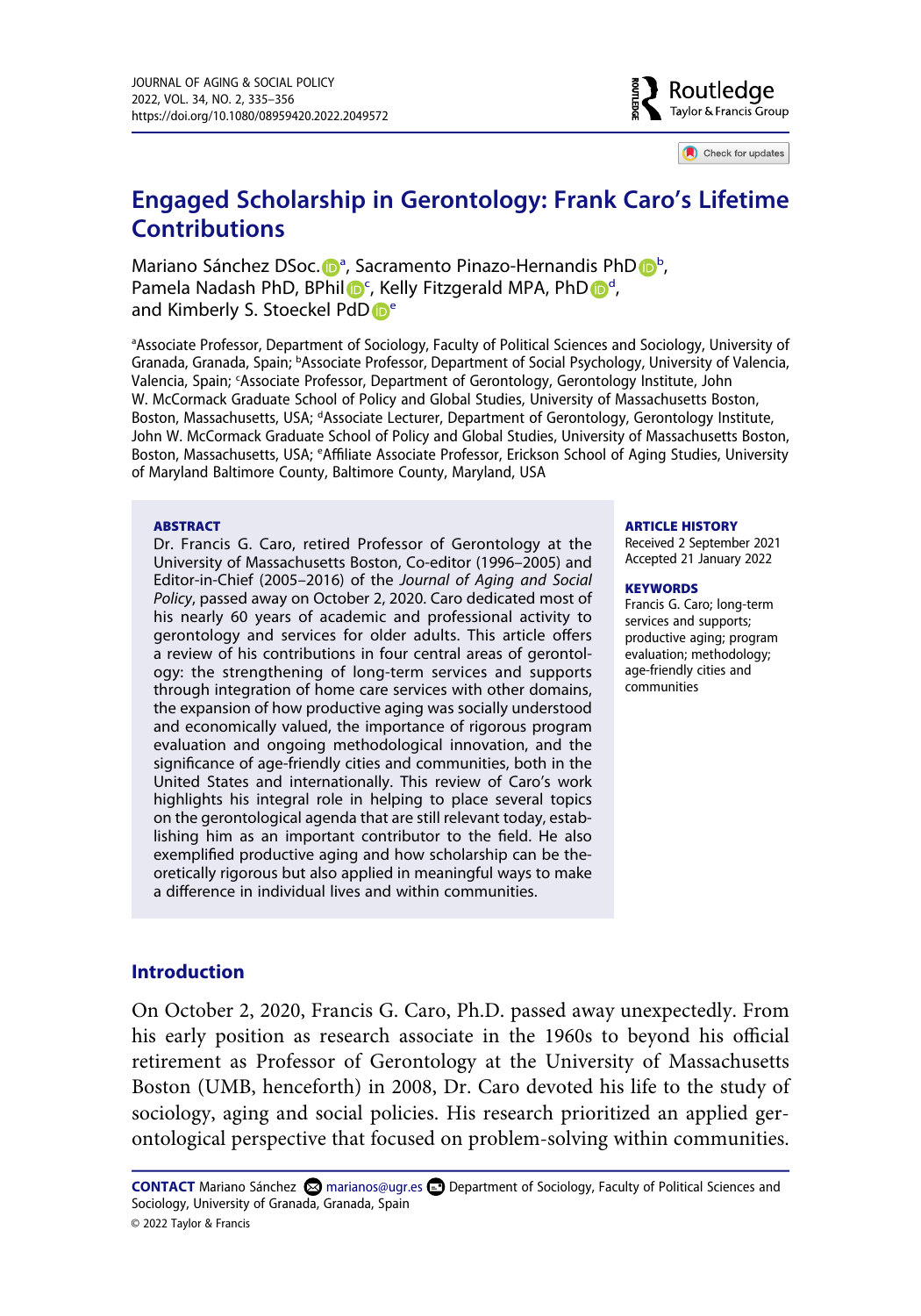# Engaged Scholarship in Gerontology: Frank Caro's Lifetime Contributions

Mariano Sánchez DSoc.[a], Sacramento Pinazo-Hernandis PhD[b], Pamela Nadash PhD, BPhil[c], Kelly Fitzgerald MPA, PhD[d], and Kimberly S. Stoeckel PdD[e]

[a]Associate Professor, Department of Sociology, Faculty of Political Sciences and Sociology, University of Granada, Granada, Spain; [b]Associate Professor, Department of Social Psychology, University of Valencia, Valencia, Spain; [c]Associate Professor, Department of Gerontology, Gerontology Institute, John W. McCormack Graduate School of Policy and Global Studies, University of Massachusetts Boston, Boston, Massachusetts, USA; [d]Associate Lecturer, Department of Gerontology, Gerontology Institute, John W. McCormack Graduate School of Policy and Global Studies, University of Massachusetts Boston, Boston, Massachusetts, USA; [e]Affiliate Associate Professor, Erickson School of Aging Studies, University of Maryland Baltimore County, Baltimore County, Maryland, USA

**ABSTRACT**

Dr. Francis G. Caro, retired Professor of Gerontology at the University of Massachusetts Boston, Co-editor (1996–2005) and Editor-in-Chief (2005–2016) of the *Journal of Aging and Social Policy*, passed away on October 2, 2020. Caro dedicated most of his nearly 60 years of academic and professional activity to gerontology and services for older adults. This article offers a review of his contributions in four central areas of gerontology: the strengthening of long-term services and supports through integration of home care services with other domains, the expansion of how productive aging was socially understood and economically valued, the importance of rigorous program evaluation and ongoing methodological innovation, and the significance of age-friendly cities and communities, both in the United States and internationally. This review of Caro's work highlights his integral role in helping to place several topics on the gerontological agenda that are still relevant today, establishing him as an important contributor to the field. He also exemplified productive aging and how scholarship can be theoretically rigorous but also applied in meaningful ways to make a difference in individual lives and within communities.

**ARTICLE HISTORY**

Received 2 September 2021
Accepted 21 January 2022

**KEYWORDS**

Francis G. Caro; long-term services and supports; productive aging; program evaluation; methodology; age-friendly cities and communities

## Introduction

On October 2, 2020, Francis G. Caro, Ph.D. passed away unexpectedly. From his early position as research associate in the 1960s to beyond his official retirement as Professor of Gerontology at the University of Massachusetts Boston (UMB, henceforth) in 2008, Dr. Caro devoted his life to the study of sociology, aging and social policies. His research prioritized an applied gerontological perspective that focused on problem-solving within communities.

**CONTACT** Mariano Sánchez marianos@ugr.es Department of Sociology, Faculty of Political Sciences and Sociology, University of Granada, Granada, Spain

© 2022 Taylor & Francis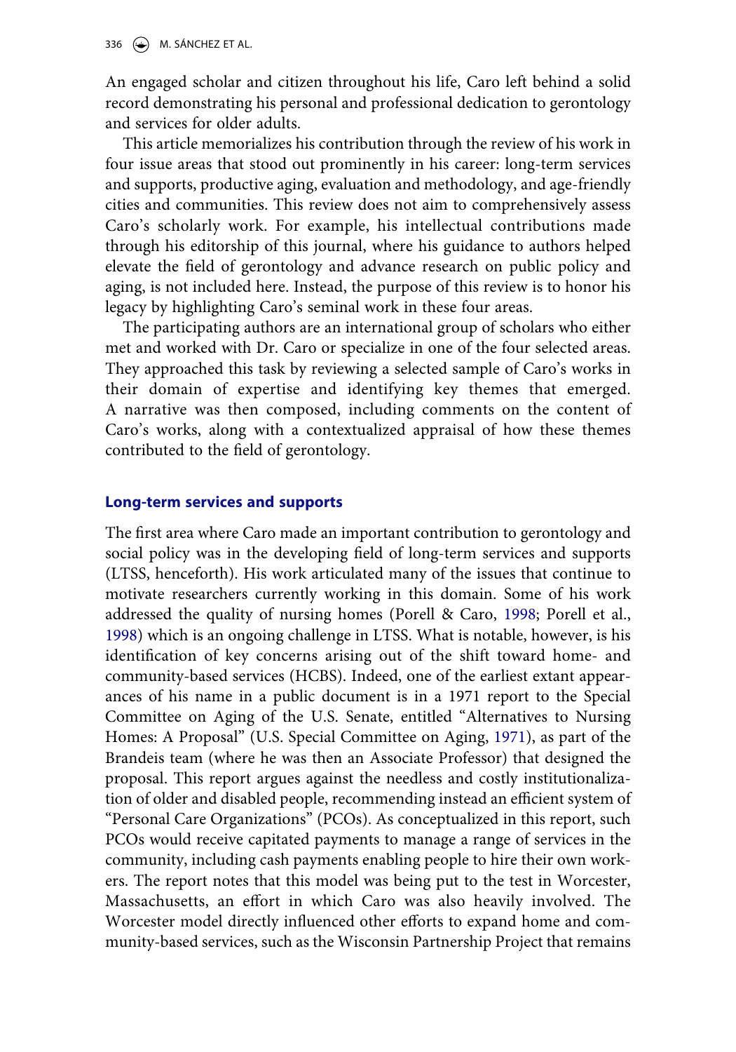An engaged scholar and citizen throughout his life, Caro left behind a solid record demonstrating his personal and professional dedication to gerontology and services for older adults.

This article memorializes his contribution through the review of his work in four issue areas that stood out prominently in his career: long-term services and supports, productive aging, evaluation and methodology, and age-friendly cities and communities. This review does not aim to comprehensively assess Caro's scholarly work. For example, his intellectual contributions made through his editorship of this journal, where his guidance to authors helped elevate the field of gerontology and advance research on public policy and aging, is not included here. Instead, the purpose of this review is to honor his legacy by highlighting Caro's seminal work in these four areas.

The participating authors are an international group of scholars who either met and worked with Dr. Caro or specialize in one of the four selected areas. They approached this task by reviewing a selected sample of Caro's works in their domain of expertise and identifying key themes that emerged. A narrative was then composed, including comments on the content of Caro's works, along with a contextualized appraisal of how these themes contributed to the field of gerontology.

## Long-term services and supports

The first area where Caro made an important contribution to gerontology and social policy was in the developing field of long-term services and supports (LTSS, henceforth). His work articulated many of the issues that continue to motivate researchers currently working in this domain. Some of his work addressed the quality of nursing homes (Porell & Caro, 1998; Porell et al., 1998) which is an ongoing challenge in LTSS. What is notable, however, is his identification of key concerns arising out of the shift toward home- and community-based services (HCBS). Indeed, one of the earliest extant appearances of his name in a public document is in a 1971 report to the Special Committee on Aging of the U.S. Senate, entitled "Alternatives to Nursing Homes: A Proposal" (U.S. Special Committee on Aging, 1971), as part of the Brandeis team (where he was then an Associate Professor) that designed the proposal. This report argues against the needless and costly institutionalization of older and disabled people, recommending instead an efficient system of "Personal Care Organizations" (PCOs). As conceptualized in this report, such PCOs would receive capitated payments to manage a range of services in the community, including cash payments enabling people to hire their own workers. The report notes that this model was being put to the test in Worcester, Massachusetts, an effort in which Caro was also heavily involved. The Worcester model directly influenced other efforts to expand home and community-based services, such as the Wisconsin Partnership Project that remains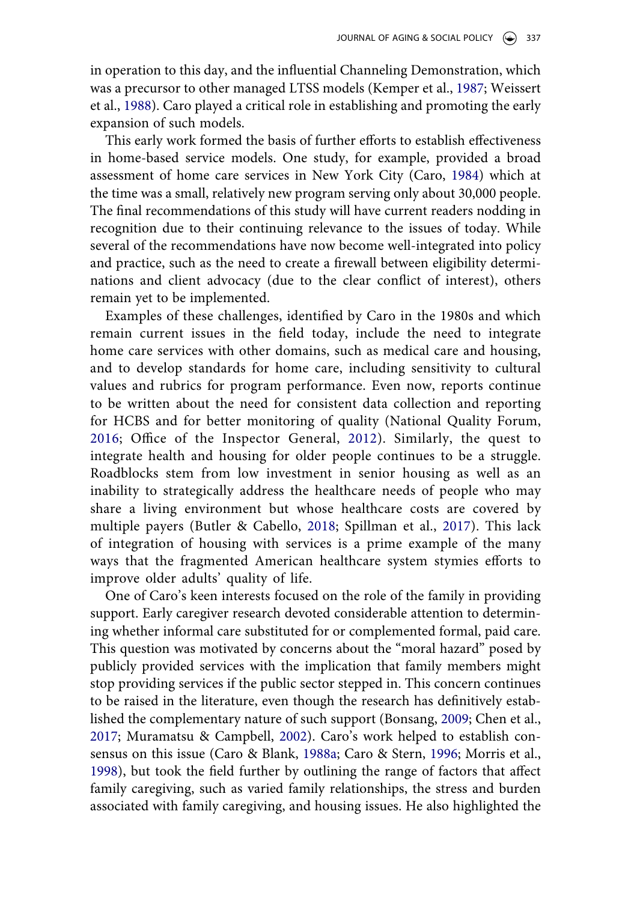in operation to this day, and the influential Channeling Demonstration, which was a precursor to other managed LTSS models (Kemper et al., 1987; Weissert et al., 1988). Caro played a critical role in establishing and promoting the early expansion of such models.

This early work formed the basis of further efforts to establish effectiveness in home-based service models. One study, for example, provided a broad assessment of home care services in New York City (Caro, 1984) which at the time was a small, relatively new program serving only about 30,000 people. The final recommendations of this study will have current readers nodding in recognition due to their continuing relevance to the issues of today. While several of the recommendations have now become well-integrated into policy and practice, such as the need to create a firewall between eligibility determinations and client advocacy (due to the clear conflict of interest), others remain yet to be implemented.

Examples of these challenges, identified by Caro in the 1980s and which remain current issues in the field today, include the need to integrate home care services with other domains, such as medical care and housing, and to develop standards for home care, including sensitivity to cultural values and rubrics for program performance. Even now, reports continue to be written about the need for consistent data collection and reporting for HCBS and for better monitoring of quality (National Quality Forum, 2016; Office of the Inspector General, 2012). Similarly, the quest to integrate health and housing for older people continues to be a struggle. Roadblocks stem from low investment in senior housing as well as an inability to strategically address the healthcare needs of people who may share a living environment but whose healthcare costs are covered by multiple payers (Butler & Cabello, 2018; Spillman et al., 2017). This lack of integration of housing with services is a prime example of the many ways that the fragmented American healthcare system stymies efforts to improve older adults' quality of life.

One of Caro's keen interests focused on the role of the family in providing support. Early caregiver research devoted considerable attention to determining whether informal care substituted for or complemented formal, paid care. This question was motivated by concerns about the "moral hazard" posed by publicly provided services with the implication that family members might stop providing services if the public sector stepped in. This concern continues to be raised in the literature, even though the research has definitively established the complementary nature of such support (Bonsang, 2009; Chen et al., 2017; Muramatsu & Campbell, 2002). Caro's work helped to establish consensus on this issue (Caro & Blank, 1988a; Caro & Stern, 1996; Morris et al., 1998), but took the field further by outlining the range of factors that affect family caregiving, such as varied family relationships, the stress and burden associated with family caregiving, and housing issues. He also highlighted the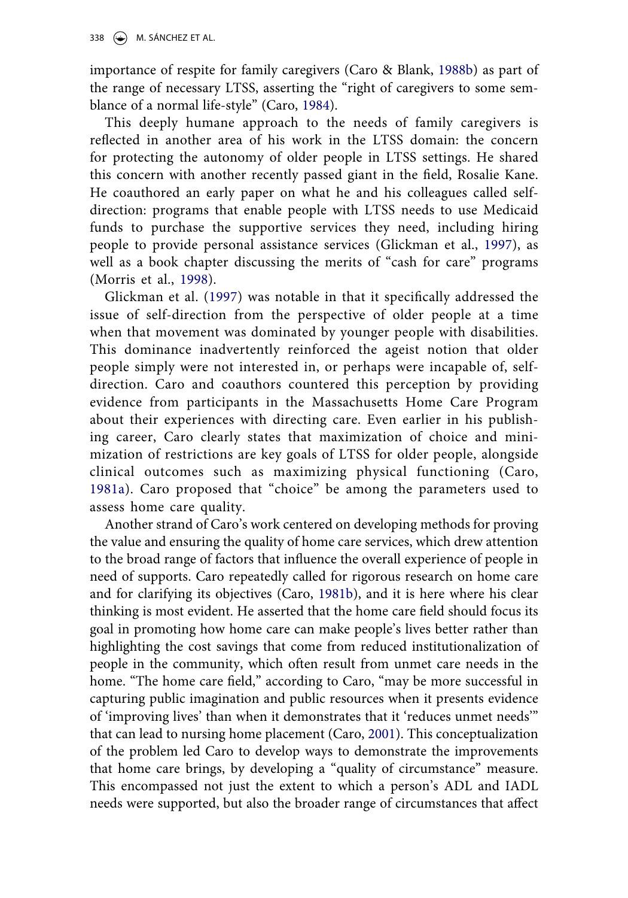importance of respite for family caregivers (Caro & Blank, 1988b) as part of the range of necessary LTSS, asserting the "right of caregivers to some semblance of a normal life-style" (Caro, 1984).

This deeply humane approach to the needs of family caregivers is reflected in another area of his work in the LTSS domain: the concern for protecting the autonomy of older people in LTSS settings. He shared this concern with another recently passed giant in the field, Rosalie Kane. He coauthored an early paper on what he and his colleagues called self-direction: programs that enable people with LTSS needs to use Medicaid funds to purchase the supportive services they need, including hiring people to provide personal assistance services (Glickman et al., 1997), as well as a book chapter discussing the merits of "cash for care" programs (Morris et al., 1998).

Glickman et al. (1997) was notable in that it specifically addressed the issue of self-direction from the perspective of older people at a time when that movement was dominated by younger people with disabilities. This dominance inadvertently reinforced the ageist notion that older people simply were not interested in, or perhaps were incapable of, self-direction. Caro and coauthors countered this perception by providing evidence from participants in the Massachusetts Home Care Program about their experiences with directing care. Even earlier in his publishing career, Caro clearly states that maximization of choice and minimization of restrictions are key goals of LTSS for older people, alongside clinical outcomes such as maximizing physical functioning (Caro, 1981a). Caro proposed that "choice" be among the parameters used to assess home care quality.

Another strand of Caro's work centered on developing methods for proving the value and ensuring the quality of home care services, which drew attention to the broad range of factors that influence the overall experience of people in need of supports. Caro repeatedly called for rigorous research on home care and for clarifying its objectives (Caro, 1981b), and it is here where his clear thinking is most evident. He asserted that the home care field should focus its goal in promoting how home care can make people's lives better rather than highlighting the cost savings that come from reduced institutionalization of people in the community, which often result from unmet care needs in the home. "The home care field," according to Caro, "may be more successful in capturing public imagination and public resources when it presents evidence of 'improving lives' than when it demonstrates that it 'reduces unmet needs'" that can lead to nursing home placement (Caro, 2001). This conceptualization of the problem led Caro to develop ways to demonstrate the improvements that home care brings, by developing a "quality of circumstance" measure. This encompassed not just the extent to which a person's ADL and IADL needs were supported, but also the broader range of circumstances that affect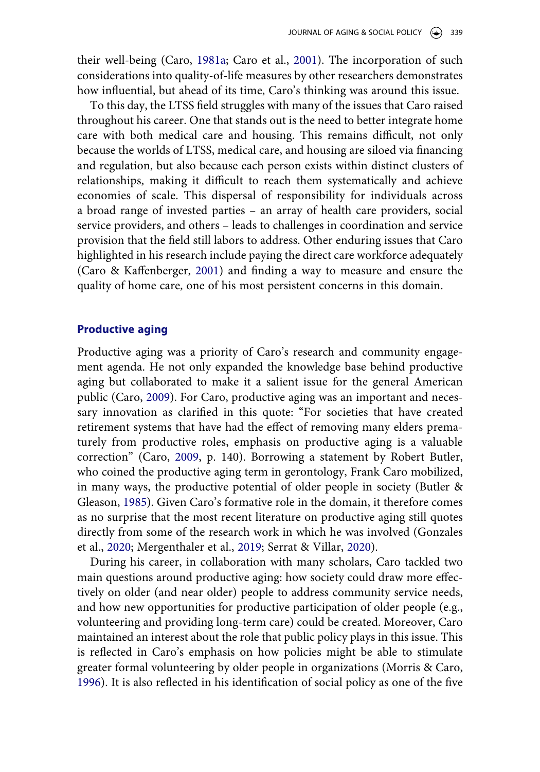their well-being (Caro, 1981a; Caro et al., 2001). The incorporation of such considerations into quality-of-life measures by other researchers demonstrates how influential, but ahead of its time, Caro's thinking was around this issue.

To this day, the LTSS field struggles with many of the issues that Caro raised throughout his career. One that stands out is the need to better integrate home care with both medical care and housing. This remains difficult, not only because the worlds of LTSS, medical care, and housing are siloed via financing and regulation, but also because each person exists within distinct clusters of relationships, making it difficult to reach them systematically and achieve economies of scale. This dispersal of responsibility for individuals across a broad range of invested parties – an array of health care providers, social service providers, and others – leads to challenges in coordination and service provision that the field still labors to address. Other enduring issues that Caro highlighted in his research include paying the direct care workforce adequately (Caro & Kaffenberger, 2001) and finding a way to measure and ensure the quality of home care, one of his most persistent concerns in this domain.

## Productive aging

Productive aging was a priority of Caro's research and community engagement agenda. He not only expanded the knowledge base behind productive aging but collaborated to make it a salient issue for the general American public (Caro, 2009). For Caro, productive aging was an important and necessary innovation as clarified in this quote: "For societies that have created retirement systems that have had the effect of removing many elders prematurely from productive roles, emphasis on productive aging is a valuable correction" (Caro, 2009, p. 140). Borrowing a statement by Robert Butler, who coined the productive aging term in gerontology, Frank Caro mobilized, in many ways, the productive potential of older people in society (Butler & Gleason, 1985). Given Caro's formative role in the domain, it therefore comes as no surprise that the most recent literature on productive aging still quotes directly from some of the research work in which he was involved (Gonzales et al., 2020; Mergenthaler et al., 2019; Serrat & Villar, 2020).

During his career, in collaboration with many scholars, Caro tackled two main questions around productive aging: how society could draw more effectively on older (and near older) people to address community service needs, and how new opportunities for productive participation of older people (e.g., volunteering and providing long-term care) could be created. Moreover, Caro maintained an interest about the role that public policy plays in this issue. This is reflected in Caro's emphasis on how policies might be able to stimulate greater formal volunteering by older people in organizations (Morris & Caro, 1996). It is also reflected in his identification of social policy as one of the five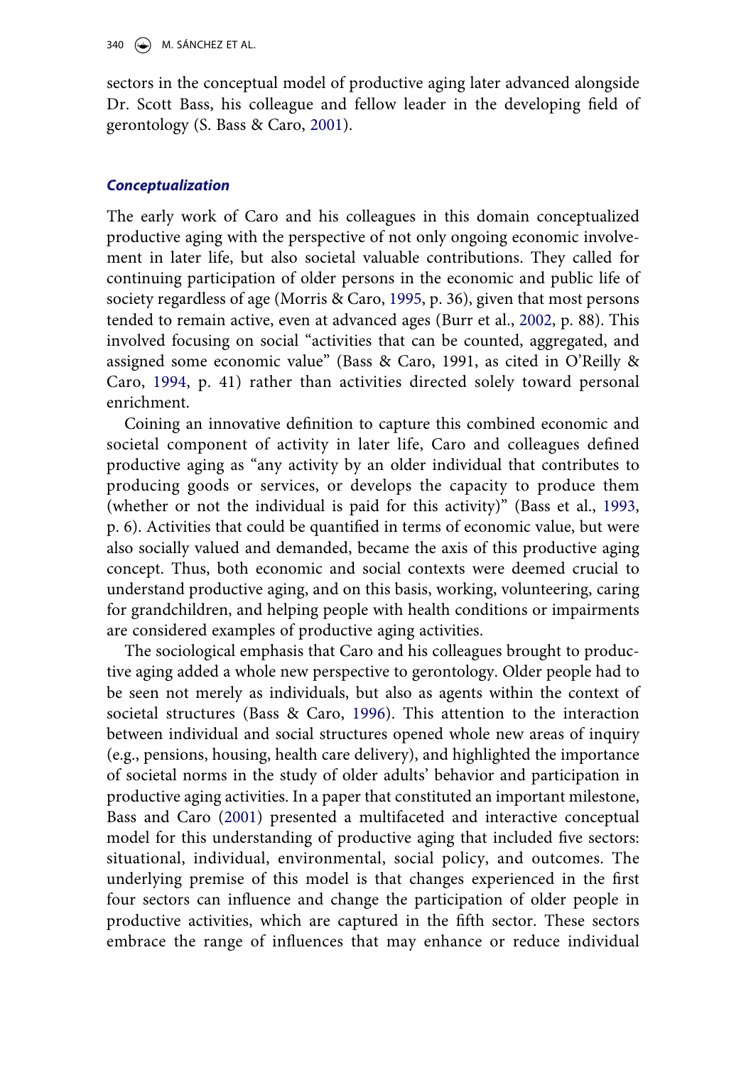sectors in the conceptual model of productive aging later advanced alongside Dr. Scott Bass, his colleague and fellow leader in the developing field of gerontology (S. Bass & Caro, 2001).

### *Conceptualization*

The early work of Caro and his colleagues in this domain conceptualized productive aging with the perspective of not only ongoing economic involvement in later life, but also societal valuable contributions. They called for continuing participation of older persons in the economic and public life of society regardless of age (Morris & Caro, 1995, p. 36), given that most persons tended to remain active, even at advanced ages (Burr et al., 2002, p. 88). This involved focusing on social "activities that can be counted, aggregated, and assigned some economic value" (Bass & Caro, 1991, as cited in O'Reilly & Caro, 1994, p. 41) rather than activities directed solely toward personal enrichment.

Coining an innovative definition to capture this combined economic and societal component of activity in later life, Caro and colleagues defined productive aging as "any activity by an older individual that contributes to producing goods or services, or develops the capacity to produce them (whether or not the individual is paid for this activity)" (Bass et al., 1993, p. 6). Activities that could be quantified in terms of economic value, but were also socially valued and demanded, became the axis of this productive aging concept. Thus, both economic and social contexts were deemed crucial to understand productive aging, and on this basis, working, volunteering, caring for grandchildren, and helping people with health conditions or impairments are considered examples of productive aging activities.

The sociological emphasis that Caro and his colleagues brought to productive aging added a whole new perspective to gerontology. Older people had to be seen not merely as individuals, but also as agents within the context of societal structures (Bass & Caro, 1996). This attention to the interaction between individual and social structures opened whole new areas of inquiry (e.g., pensions, housing, health care delivery), and highlighted the importance of societal norms in the study of older adults' behavior and participation in productive aging activities. In a paper that constituted an important milestone, Bass and Caro (2001) presented a multifaceted and interactive conceptual model for this understanding of productive aging that included five sectors: situational, individual, environmental, social policy, and outcomes. The underlying premise of this model is that changes experienced in the first four sectors can influence and change the participation of older people in productive activities, which are captured in the fifth sector. These sectors embrace the range of influences that may enhance or reduce individual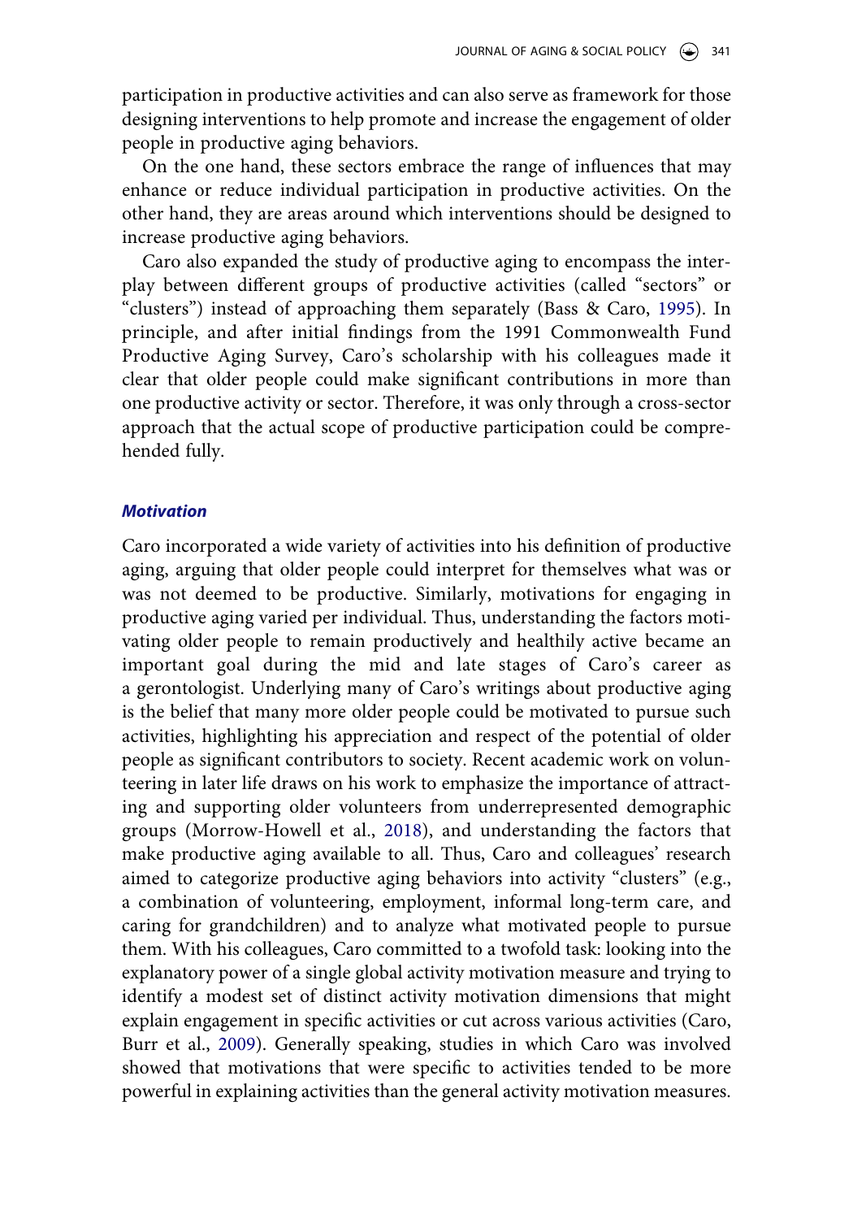participation in productive activities and can also serve as framework for those designing interventions to help promote and increase the engagement of older people in productive aging behaviors.

On the one hand, these sectors embrace the range of influences that may enhance or reduce individual participation in productive activities. On the other hand, they are areas around which interventions should be designed to increase productive aging behaviors.

Caro also expanded the study of productive aging to encompass the interplay between different groups of productive activities (called "sectors" or "clusters") instead of approaching them separately (Bass & Caro, 1995). In principle, and after initial findings from the 1991 Commonwealth Fund Productive Aging Survey, Caro's scholarship with his colleagues made it clear that older people could make significant contributions in more than one productive activity or sector. Therefore, it was only through a cross-sector approach that the actual scope of productive participation could be comprehended fully.

### *Motivation*

Caro incorporated a wide variety of activities into his definition of productive aging, arguing that older people could interpret for themselves what was or was not deemed to be productive. Similarly, motivations for engaging in productive aging varied per individual. Thus, understanding the factors motivating older people to remain productively and healthily active became an important goal during the mid and late stages of Caro's career as a gerontologist. Underlying many of Caro's writings about productive aging is the belief that many more older people could be motivated to pursue such activities, highlighting his appreciation and respect of the potential of older people as significant contributors to society. Recent academic work on volunteering in later life draws on his work to emphasize the importance of attracting and supporting older volunteers from underrepresented demographic groups (Morrow-Howell et al., 2018), and understanding the factors that make productive aging available to all. Thus, Caro and colleagues' research aimed to categorize productive aging behaviors into activity "clusters" (e.g., a combination of volunteering, employment, informal long-term care, and caring for grandchildren) and to analyze what motivated people to pursue them. With his colleagues, Caro committed to a twofold task: looking into the explanatory power of a single global activity motivation measure and trying to identify a modest set of distinct activity motivation dimensions that might explain engagement in specific activities or cut across various activities (Caro, Burr et al., 2009). Generally speaking, studies in which Caro was involved showed that motivations that were specific to activities tended to be more powerful in explaining activities than the general activity motivation measures.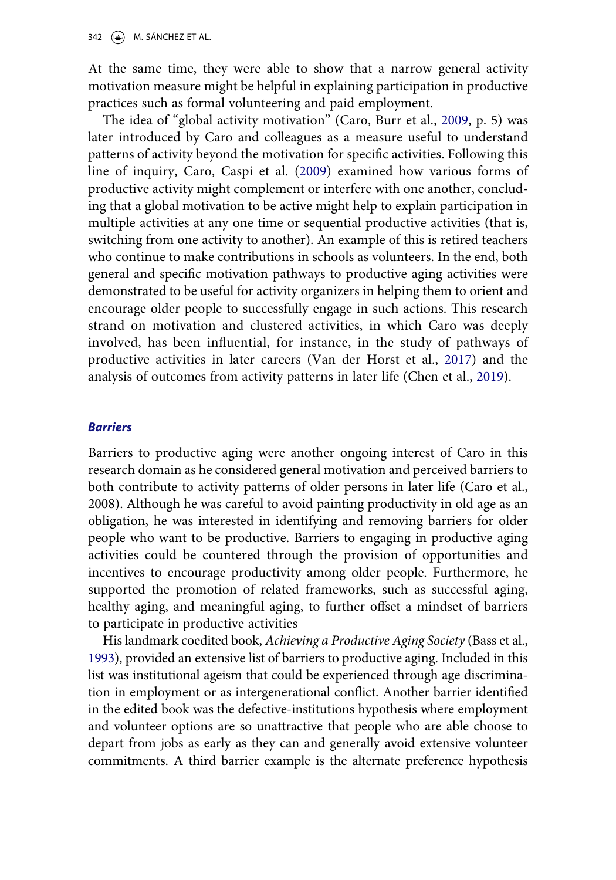At the same time, they were able to show that a narrow general activity motivation measure might be helpful in explaining participation in productive practices such as formal volunteering and paid employment.

The idea of "global activity motivation" (Caro, Burr et al., 2009, p. 5) was later introduced by Caro and colleagues as a measure useful to understand patterns of activity beyond the motivation for specific activities. Following this line of inquiry, Caro, Caspi et al. (2009) examined how various forms of productive activity might complement or interfere with one another, concluding that a global motivation to be active might help to explain participation in multiple activities at any one time or sequential productive activities (that is, switching from one activity to another). An example of this is retired teachers who continue to make contributions in schools as volunteers. In the end, both general and specific motivation pathways to productive aging activities were demonstrated to be useful for activity organizers in helping them to orient and encourage older people to successfully engage in such actions. This research strand on motivation and clustered activities, in which Caro was deeply involved, has been influential, for instance, in the study of pathways of productive activities in later careers (Van der Horst et al., 2017) and the analysis of outcomes from activity patterns in later life (Chen et al., 2019).

### *Barriers*

Barriers to productive aging were another ongoing interest of Caro in this research domain as he considered general motivation and perceived barriers to both contribute to activity patterns of older persons in later life (Caro et al., 2008). Although he was careful to avoid painting productivity in old age as an obligation, he was interested in identifying and removing barriers for older people who want to be productive. Barriers to engaging in productive aging activities could be countered through the provision of opportunities and incentives to encourage productivity among older people. Furthermore, he supported the promotion of related frameworks, such as successful aging, healthy aging, and meaningful aging, to further offset a mindset of barriers to participate in productive activities

His landmark coedited book, *Achieving a Productive Aging Society* (Bass et al., 1993), provided an extensive list of barriers to productive aging. Included in this list was institutional ageism that could be experienced through age discrimination in employment or as intergenerational conflict. Another barrier identified in the edited book was the defective-institutions hypothesis where employment and volunteer options are so unattractive that people who are able choose to depart from jobs as early as they can and generally avoid extensive volunteer commitments. A third barrier example is the alternate preference hypothesis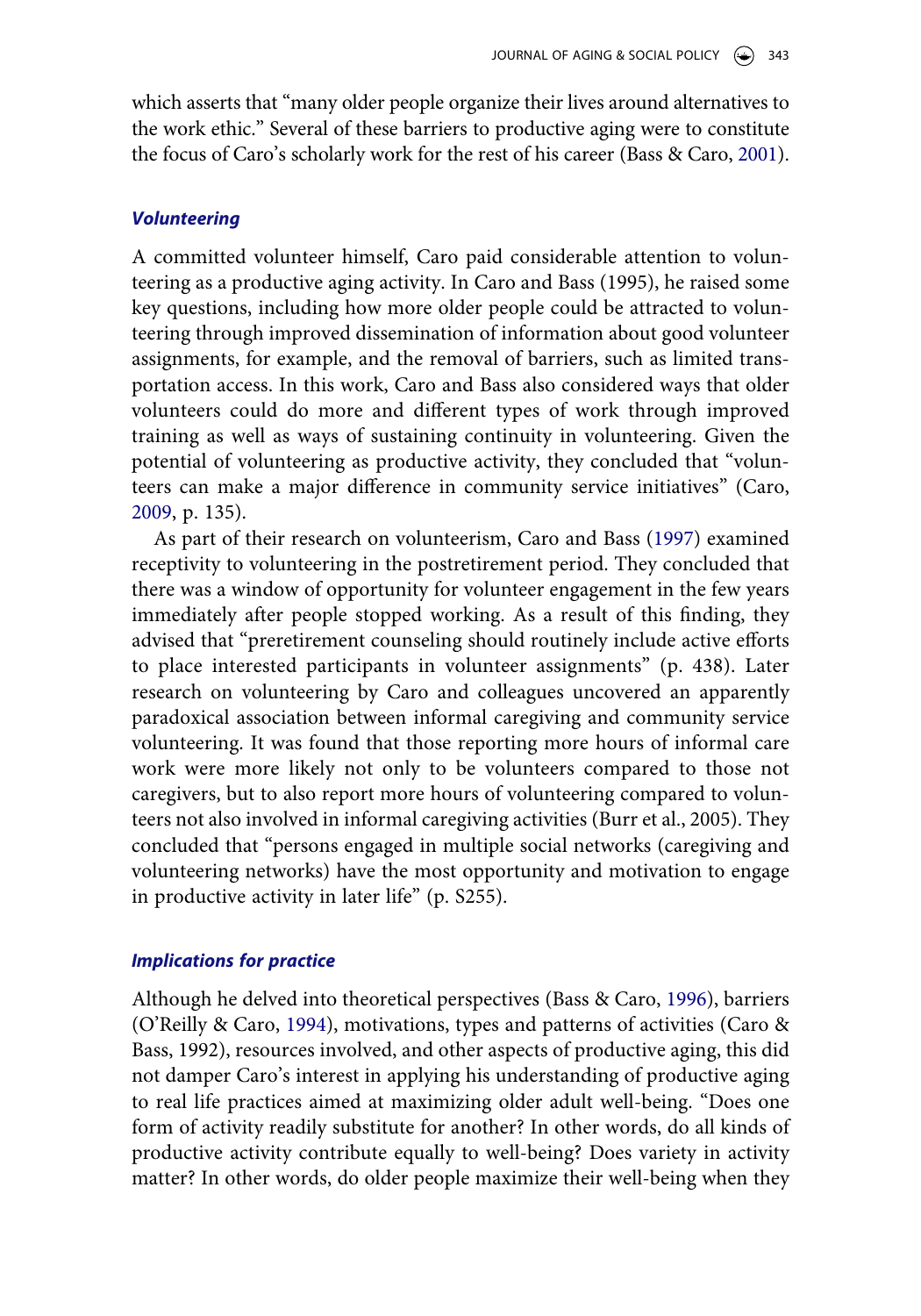which asserts that "many older people organize their lives around alternatives to the work ethic." Several of these barriers to productive aging were to constitute the focus of Caro's scholarly work for the rest of his career (Bass & Caro, 2001).

### *Volunteering*

A committed volunteer himself, Caro paid considerable attention to volunteering as a productive aging activity. In Caro and Bass (1995), he raised some key questions, including how more older people could be attracted to volunteering through improved dissemination of information about good volunteer assignments, for example, and the removal of barriers, such as limited transportation access. In this work, Caro and Bass also considered ways that older volunteers could do more and different types of work through improved training as well as ways of sustaining continuity in volunteering. Given the potential of volunteering as productive activity, they concluded that "volunteers can make a major difference in community service initiatives" (Caro, 2009, p. 135).

As part of their research on volunteerism, Caro and Bass (1997) examined receptivity to volunteering in the postretirement period. They concluded that there was a window of opportunity for volunteer engagement in the few years immediately after people stopped working. As a result of this finding, they advised that "preretirement counseling should routinely include active efforts to place interested participants in volunteer assignments" (p. 438). Later research on volunteering by Caro and colleagues uncovered an apparently paradoxical association between informal caregiving and community service volunteering. It was found that those reporting more hours of informal care work were more likely not only to be volunteers compared to those not caregivers, but to also report more hours of volunteering compared to volunteers not also involved in informal caregiving activities (Burr et al., 2005). They concluded that "persons engaged in multiple social networks (caregiving and volunteering networks) have the most opportunity and motivation to engage in productive activity in later life" (p. S255).

### *Implications for practice*

Although he delved into theoretical perspectives (Bass & Caro, 1996), barriers (O'Reilly & Caro, 1994), motivations, types and patterns of activities (Caro & Bass, 1992), resources involved, and other aspects of productive aging, this did not damper Caro's interest in applying his understanding of productive aging to real life practices aimed at maximizing older adult well-being. "Does one form of activity readily substitute for another? In other words, do all kinds of productive activity contribute equally to well-being? Does variety in activity matter? In other words, do older people maximize their well-being when they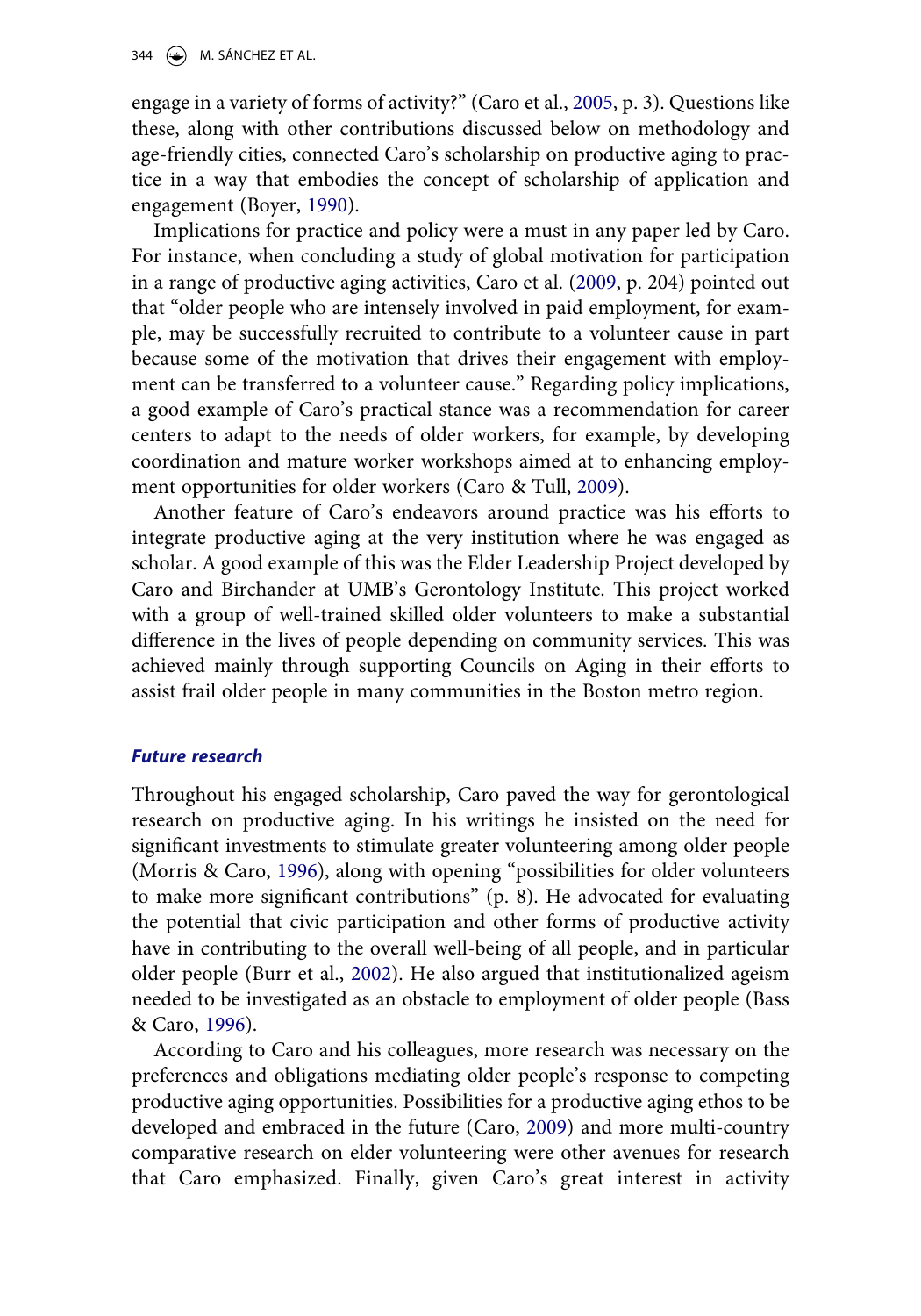engage in a variety of forms of activity?" (Caro et al., 2005, p. 3). Questions like these, along with other contributions discussed below on methodology and age-friendly cities, connected Caro's scholarship on productive aging to practice in a way that embodies the concept of scholarship of application and engagement (Boyer, 1990).

Implications for practice and policy were a must in any paper led by Caro. For instance, when concluding a study of global motivation for participation in a range of productive aging activities, Caro et al. (2009, p. 204) pointed out that "older people who are intensely involved in paid employment, for example, may be successfully recruited to contribute to a volunteer cause in part because some of the motivation that drives their engagement with employment can be transferred to a volunteer cause." Regarding policy implications, a good example of Caro's practical stance was a recommendation for career centers to adapt to the needs of older workers, for example, by developing coordination and mature worker workshops aimed at to enhancing employment opportunities for older workers (Caro & Tull, 2009).

Another feature of Caro's endeavors around practice was his efforts to integrate productive aging at the very institution where he was engaged as scholar. A good example of this was the Elder Leadership Project developed by Caro and Birchander at UMB's Gerontology Institute. This project worked with a group of well-trained skilled older volunteers to make a substantial difference in the lives of people depending on community services. This was achieved mainly through supporting Councils on Aging in their efforts to assist frail older people in many communities in the Boston metro region.

### *Future research*

Throughout his engaged scholarship, Caro paved the way for gerontological research on productive aging. In his writings he insisted on the need for significant investments to stimulate greater volunteering among older people (Morris & Caro, 1996), along with opening "possibilities for older volunteers to make more significant contributions" (p. 8). He advocated for evaluating the potential that civic participation and other forms of productive activity have in contributing to the overall well-being of all people, and in particular older people (Burr et al., 2002). He also argued that institutionalized ageism needed to be investigated as an obstacle to employment of older people (Bass & Caro, 1996).

According to Caro and his colleagues, more research was necessary on the preferences and obligations mediating older people's response to competing productive aging opportunities. Possibilities for a productive aging ethos to be developed and embraced in the future (Caro, 2009) and more multi-country comparative research on elder volunteering were other avenues for research that Caro emphasized. Finally, given Caro's great interest in activity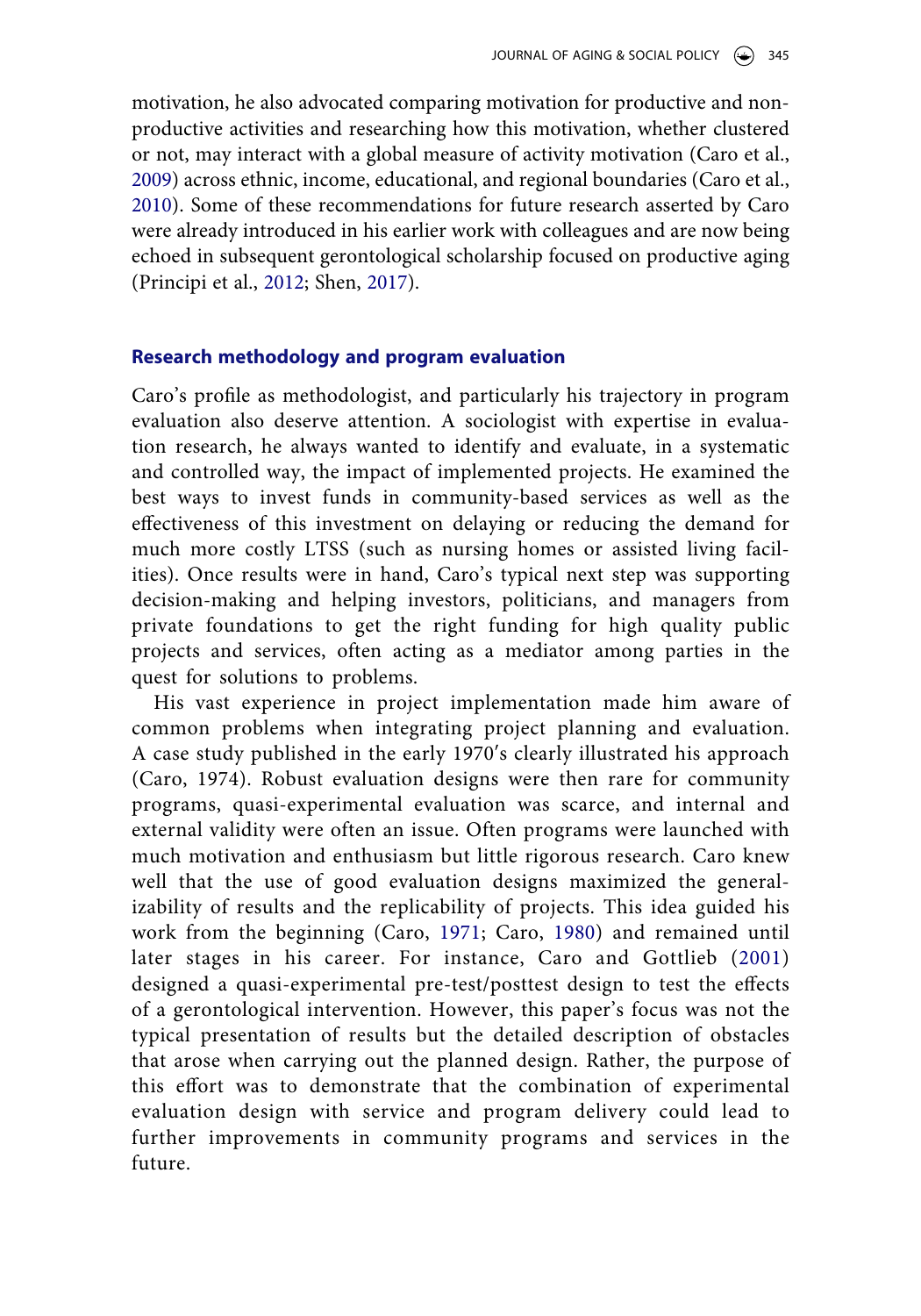motivation, he also advocated comparing motivation for productive and non-productive activities and researching how this motivation, whether clustered or not, may interact with a global measure of activity motivation (Caro et al., 2009) across ethnic, income, educational, and regional boundaries (Caro et al., 2010). Some of these recommendations for future research asserted by Caro were already introduced in his earlier work with colleagues and are now being echoed in subsequent gerontological scholarship focused on productive aging (Principi et al., 2012; Shen, 2017).

## Research methodology and program evaluation

Caro's profile as methodologist, and particularly his trajectory in program evaluation also deserve attention. A sociologist with expertise in evaluation research, he always wanted to identify and evaluate, in a systematic and controlled way, the impact of implemented projects. He examined the best ways to invest funds in community-based services as well as the effectiveness of this investment on delaying or reducing the demand for much more costly LTSS (such as nursing homes or assisted living facilities). Once results were in hand, Caro's typical next step was supporting decision-making and helping investors, politicians, and managers from private foundations to get the right funding for high quality public projects and services, often acting as a mediator among parties in the quest for solutions to problems.

His vast experience in project implementation made him aware of common problems when integrating project planning and evaluation. A case study published in the early 1970′s clearly illustrated his approach (Caro, 1974). Robust evaluation designs were then rare for community programs, quasi-experimental evaluation was scarce, and internal and external validity were often an issue. Often programs were launched with much motivation and enthusiasm but little rigorous research. Caro knew well that the use of good evaluation designs maximized the generalizability of results and the replicability of projects. This idea guided his work from the beginning (Caro, 1971; Caro, 1980) and remained until later stages in his career. For instance, Caro and Gottlieb (2001) designed a quasi-experimental pre-test/posttest design to test the effects of a gerontological intervention. However, this paper's focus was not the typical presentation of results but the detailed description of obstacles that arose when carrying out the planned design. Rather, the purpose of this effort was to demonstrate that the combination of experimental evaluation design with service and program delivery could lead to further improvements in community programs and services in the future.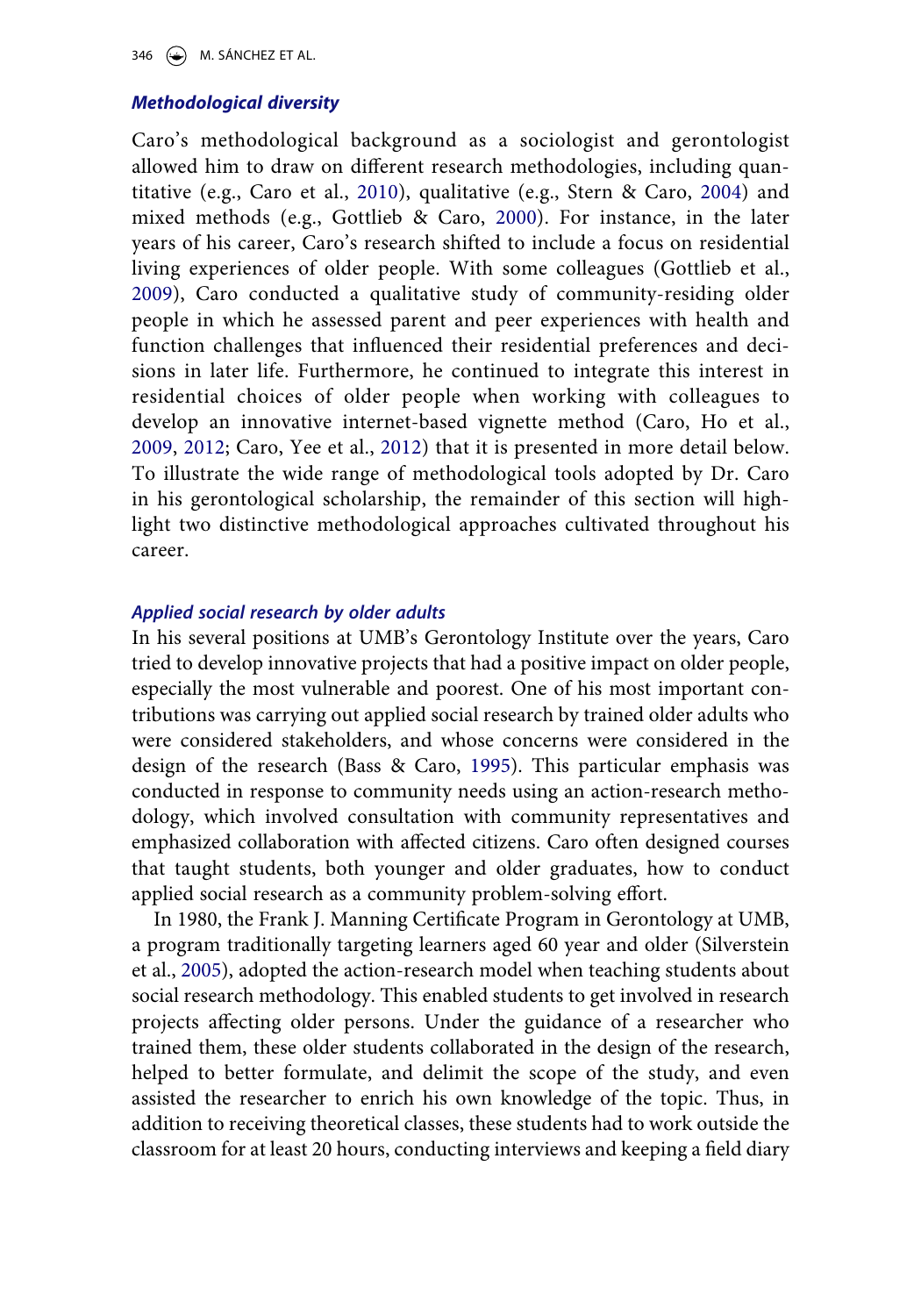### *Methodological diversity*

Caro's methodological background as a sociologist and gerontologist allowed him to draw on different research methodologies, including quantitative (e.g., Caro et al., 2010), qualitative (e.g., Stern & Caro, 2004) and mixed methods (e.g., Gottlieb & Caro, 2000). For instance, in the later years of his career, Caro's research shifted to include a focus on residential living experiences of older people. With some colleagues (Gottlieb et al., 2009), Caro conducted a qualitative study of community-residing older people in which he assessed parent and peer experiences with health and function challenges that influenced their residential preferences and decisions in later life. Furthermore, he continued to integrate this interest in residential choices of older people when working with colleagues to develop an innovative internet-based vignette method (Caro, Ho et al., 2009, 2012; Caro, Yee et al., 2012) that it is presented in more detail below. To illustrate the wide range of methodological tools adopted by Dr. Caro in his gerontological scholarship, the remainder of this section will highlight two distinctive methodological approaches cultivated throughout his career.

#### *Applied social research by older adults*

In his several positions at UMB's Gerontology Institute over the years, Caro tried to develop innovative projects that had a positive impact on older people, especially the most vulnerable and poorest. One of his most important contributions was carrying out applied social research by trained older adults who were considered stakeholders, and whose concerns were considered in the design of the research (Bass & Caro, 1995). This particular emphasis was conducted in response to community needs using an action-research methodology, which involved consultation with community representatives and emphasized collaboration with affected citizens. Caro often designed courses that taught students, both younger and older graduates, how to conduct applied social research as a community problem-solving effort.

In 1980, the Frank J. Manning Certificate Program in Gerontology at UMB, a program traditionally targeting learners aged 60 year and older (Silverstein et al., 2005), adopted the action-research model when teaching students about social research methodology. This enabled students to get involved in research projects affecting older persons. Under the guidance of a researcher who trained them, these older students collaborated in the design of the research, helped to better formulate, and delimit the scope of the study, and even assisted the researcher to enrich his own knowledge of the topic. Thus, in addition to receiving theoretical classes, these students had to work outside the classroom for at least 20 hours, conducting interviews and keeping a field diary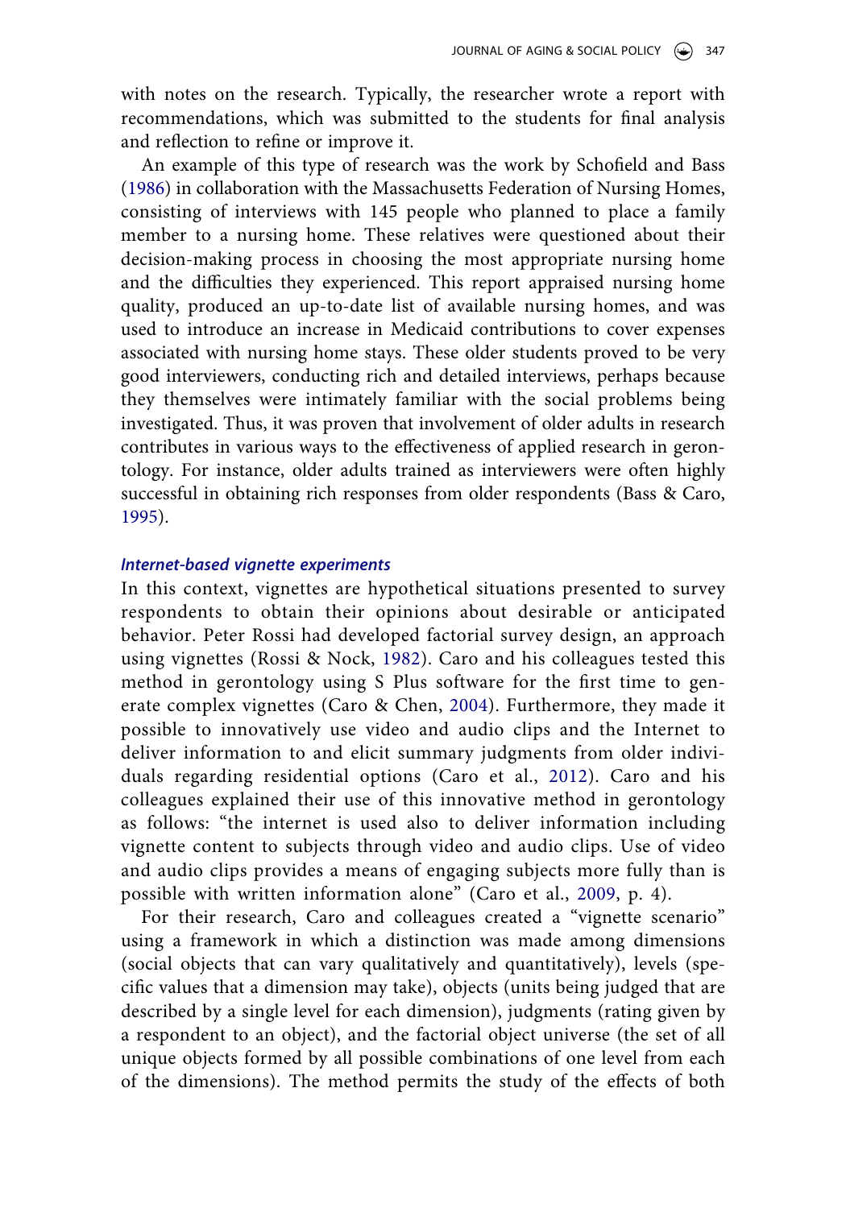with notes on the research. Typically, the researcher wrote a report with recommendations, which was submitted to the students for final analysis and reflection to refine or improve it.

An example of this type of research was the work by Schofield and Bass (1986) in collaboration with the Massachusetts Federation of Nursing Homes, consisting of interviews with 145 people who planned to place a family member to a nursing home. These relatives were questioned about their decision-making process in choosing the most appropriate nursing home and the difficulties they experienced. This report appraised nursing home quality, produced an up-to-date list of available nursing homes, and was used to introduce an increase in Medicaid contributions to cover expenses associated with nursing home stays. These older students proved to be very good interviewers, conducting rich and detailed interviews, perhaps because they themselves were intimately familiar with the social problems being investigated. Thus, it was proven that involvement of older adults in research contributes in various ways to the effectiveness of applied research in gerontology. For instance, older adults trained as interviewers were often highly successful in obtaining rich responses from older respondents (Bass & Caro, 1995).

### *Internet-based vignette experiments*

In this context, vignettes are hypothetical situations presented to survey respondents to obtain their opinions about desirable or anticipated behavior. Peter Rossi had developed factorial survey design, an approach using vignettes (Rossi & Nock, 1982). Caro and his colleagues tested this method in gerontology using S Plus software for the first time to generate complex vignettes (Caro & Chen, 2004). Furthermore, they made it possible to innovatively use video and audio clips and the Internet to deliver information to and elicit summary judgments from older individuals regarding residential options (Caro et al., 2012). Caro and his colleagues explained their use of this innovative method in gerontology as follows: "the internet is used also to deliver information including vignette content to subjects through video and audio clips. Use of video and audio clips provides a means of engaging subjects more fully than is possible with written information alone" (Caro et al., 2009, p. 4).

For their research, Caro and colleagues created a "vignette scenario" using a framework in which a distinction was made among dimensions (social objects that can vary qualitatively and quantitatively), levels (specific values that a dimension may take), objects (units being judged that are described by a single level for each dimension), judgments (rating given by a respondent to an object), and the factorial object universe (the set of all unique objects formed by all possible combinations of one level from each of the dimensions). The method permits the study of the effects of both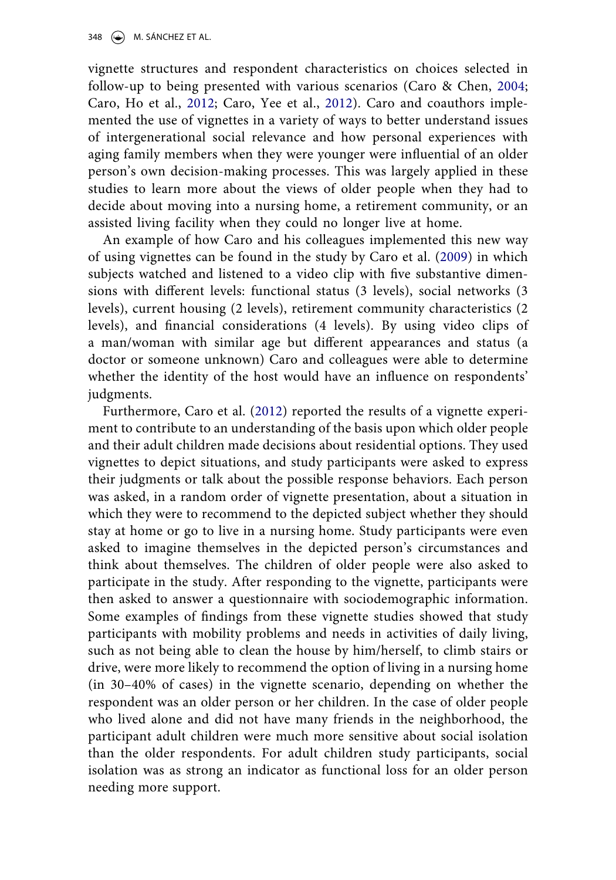vignette structures and respondent characteristics on choices selected in follow-up to being presented with various scenarios (Caro & Chen, 2004; Caro, Ho et al., 2012; Caro, Yee et al., 2012). Caro and coauthors implemented the use of vignettes in a variety of ways to better understand issues of intergenerational social relevance and how personal experiences with aging family members when they were younger were influential of an older person's own decision-making processes. This was largely applied in these studies to learn more about the views of older people when they had to decide about moving into a nursing home, a retirement community, or an assisted living facility when they could no longer live at home.

An example of how Caro and his colleagues implemented this new way of using vignettes can be found in the study by Caro et al. (2009) in which subjects watched and listened to a video clip with five substantive dimensions with different levels: functional status (3 levels), social networks (3 levels), current housing (2 levels), retirement community characteristics (2 levels), and financial considerations (4 levels). By using video clips of a man/woman with similar age but different appearances and status (a doctor or someone unknown) Caro and colleagues were able to determine whether the identity of the host would have an influence on respondents' judgments.

Furthermore, Caro et al. (2012) reported the results of a vignette experiment to contribute to an understanding of the basis upon which older people and their adult children made decisions about residential options. They used vignettes to depict situations, and study participants were asked to express their judgments or talk about the possible response behaviors. Each person was asked, in a random order of vignette presentation, about a situation in which they were to recommend to the depicted subject whether they should stay at home or go to live in a nursing home. Study participants were even asked to imagine themselves in the depicted person's circumstances and think about themselves. The children of older people were also asked to participate in the study. After responding to the vignette, participants were then asked to answer a questionnaire with sociodemographic information. Some examples of findings from these vignette studies showed that study participants with mobility problems and needs in activities of daily living, such as not being able to clean the house by him/herself, to climb stairs or drive, were more likely to recommend the option of living in a nursing home (in 30–40% of cases) in the vignette scenario, depending on whether the respondent was an older person or her children. In the case of older people who lived alone and did not have many friends in the neighborhood, the participant adult children were much more sensitive about social isolation than the older respondents. For adult children study participants, social isolation was as strong an indicator as functional loss for an older person needing more support.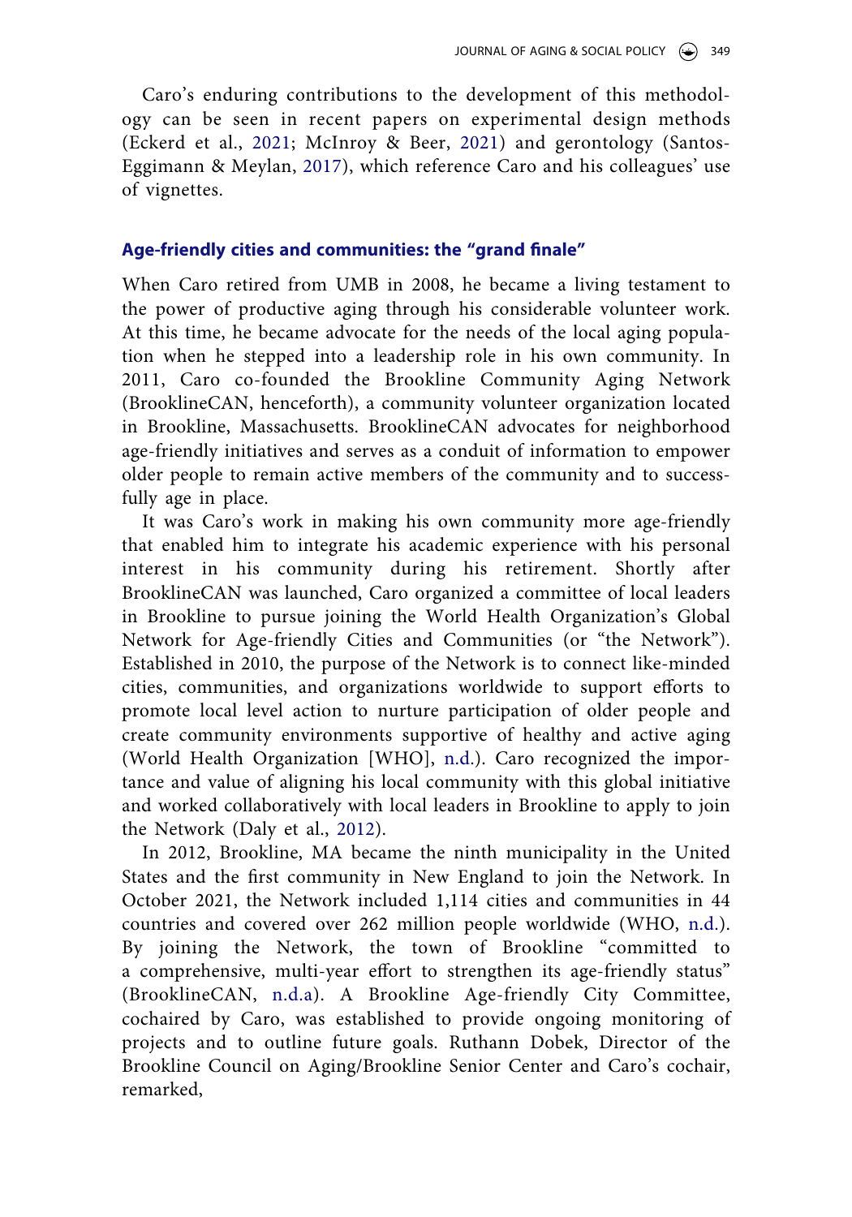Caro's enduring contributions to the development of this methodology can be seen in recent papers on experimental design methods (Eckerd et al., 2021; McInroy & Beer, 2021) and gerontology (Santos-Eggimann & Meylan, 2017), which reference Caro and his colleagues' use of vignettes.

## Age-friendly cities and communities: the "grand finale"

When Caro retired from UMB in 2008, he became a living testament to the power of productive aging through his considerable volunteer work. At this time, he became advocate for the needs of the local aging population when he stepped into a leadership role in his own community. In 2011, Caro co-founded the Brookline Community Aging Network (BrooklineCAN, henceforth), a community volunteer organization located in Brookline, Massachusetts. BrooklineCAN advocates for neighborhood age-friendly initiatives and serves as a conduit of information to empower older people to remain active members of the community and to successfully age in place.

It was Caro's work in making his own community more age-friendly that enabled him to integrate his academic experience with his personal interest in his community during his retirement. Shortly after BrooklineCAN was launched, Caro organized a committee of local leaders in Brookline to pursue joining the World Health Organization's Global Network for Age-friendly Cities and Communities (or "the Network"). Established in 2010, the purpose of the Network is to connect like-minded cities, communities, and organizations worldwide to support efforts to promote local level action to nurture participation of older people and create community environments supportive of healthy and active aging (World Health Organization [WHO], n.d.). Caro recognized the importance and value of aligning his local community with this global initiative and worked collaboratively with local leaders in Brookline to apply to join the Network (Daly et al., 2012).

In 2012, Brookline, MA became the ninth municipality in the United States and the first community in New England to join the Network. In October 2021, the Network included 1,114 cities and communities in 44 countries and covered over 262 million people worldwide (WHO, n.d.). By joining the Network, the town of Brookline "committed to a comprehensive, multi-year effort to strengthen its age-friendly status" (BrooklineCAN, n.d.a). A Brookline Age-friendly City Committee, cochaired by Caro, was established to provide ongoing monitoring of projects and to outline future goals. Ruthann Dobek, Director of the Brookline Council on Aging/Brookline Senior Center and Caro's cochair, remarked,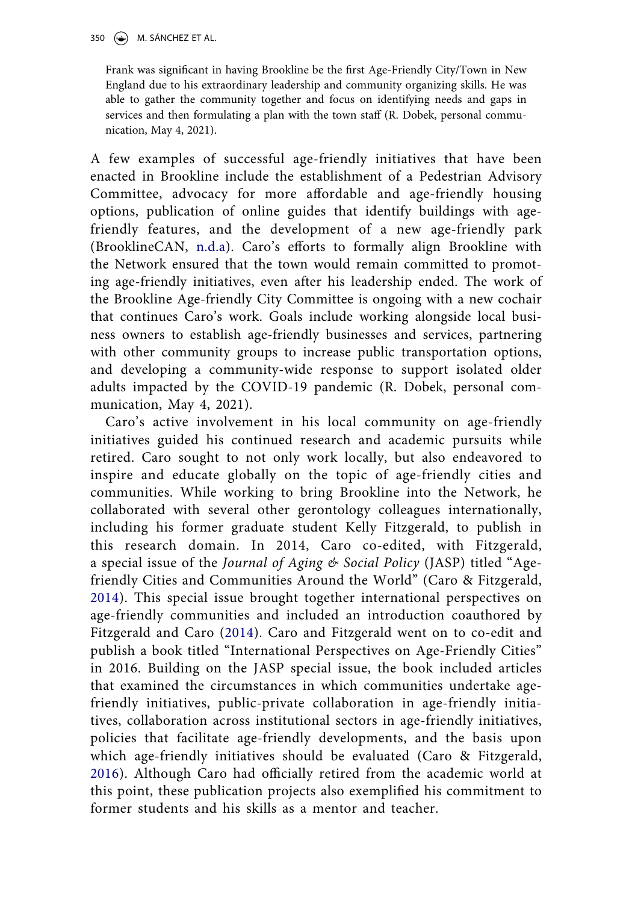> Frank was significant in having Brookline be the first Age-Friendly City/Town in New England due to his extraordinary leadership and community organizing skills. He was able to gather the community together and focus on identifying needs and gaps in services and then formulating a plan with the town staff (R. Dobek, personal communication, May 4, 2021).

A few examples of successful age-friendly initiatives that have been enacted in Brookline include the establishment of a Pedestrian Advisory Committee, advocacy for more affordable and age-friendly housing options, publication of online guides that identify buildings with age-friendly features, and the development of a new age-friendly park (BrooklineCAN, n.d.a). Caro's efforts to formally align Brookline with the Network ensured that the town would remain committed to promoting age-friendly initiatives, even after his leadership ended. The work of the Brookline Age-friendly City Committee is ongoing with a new cochair that continues Caro's work. Goals include working alongside local business owners to establish age-friendly businesses and services, partnering with other community groups to increase public transportation options, and developing a community-wide response to support isolated older adults impacted by the COVID-19 pandemic (R. Dobek, personal communication, May 4, 2021).

Caro's active involvement in his local community on age-friendly initiatives guided his continued research and academic pursuits while retired. Caro sought to not only work locally, but also endeavored to inspire and educate globally on the topic of age-friendly cities and communities. While working to bring Brookline into the Network, he collaborated with several other gerontology colleagues internationally, including his former graduate student Kelly Fitzgerald, to publish in this research domain. In 2014, Caro co-edited, with Fitzgerald, a special issue of the *Journal of Aging & Social Policy* (JASP) titled "Age-friendly Cities and Communities Around the World" (Caro & Fitzgerald, 2014). This special issue brought together international perspectives on age-friendly communities and included an introduction coauthored by Fitzgerald and Caro (2014). Caro and Fitzgerald went on to co-edit and publish a book titled "International Perspectives on Age-Friendly Cities" in 2016. Building on the JASP special issue, the book included articles that examined the circumstances in which communities undertake age-friendly initiatives, public-private collaboration in age-friendly initiatives, collaboration across institutional sectors in age-friendly initiatives, policies that facilitate age-friendly developments, and the basis upon which age-friendly initiatives should be evaluated (Caro & Fitzgerald, 2016). Although Caro had officially retired from the academic world at this point, these publication projects also exemplified his commitment to former students and his skills as a mentor and teacher.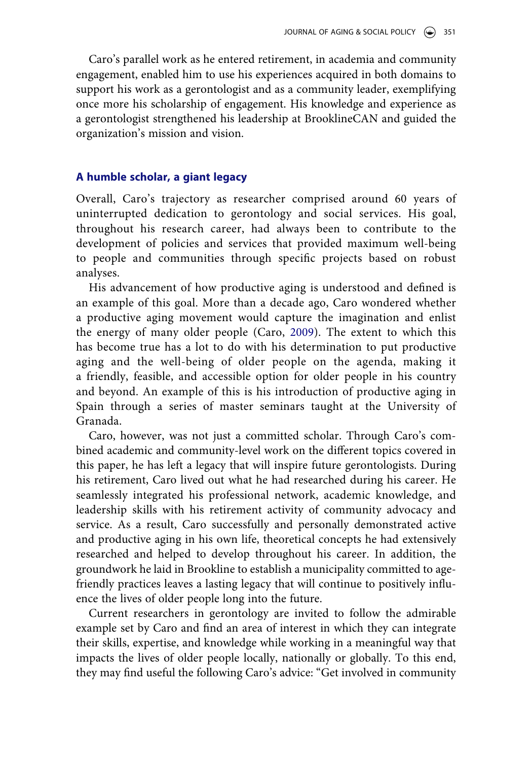Caro's parallel work as he entered retirement, in academia and community engagement, enabled him to use his experiences acquired in both domains to support his work as a gerontologist and as a community leader, exemplifying once more his scholarship of engagement. His knowledge and experience as a gerontologist strengthened his leadership at BrooklineCAN and guided the organization's mission and vision.

### A humble scholar, a giant legacy

Overall, Caro's trajectory as researcher comprised around 60 years of uninterrupted dedication to gerontology and social services. His goal, throughout his research career, had always been to contribute to the development of policies and services that provided maximum well-being to people and communities through specific projects based on robust analyses.

His advancement of how productive aging is understood and defined is an example of this goal. More than a decade ago, Caro wondered whether a productive aging movement would capture the imagination and enlist the energy of many older people (Caro, 2009). The extent to which this has become true has a lot to do with his determination to put productive aging and the well-being of older people on the agenda, making it a friendly, feasible, and accessible option for older people in his country and beyond. An example of this is his introduction of productive aging in Spain through a series of master seminars taught at the University of Granada.

Caro, however, was not just a committed scholar. Through Caro's combined academic and community-level work on the different topics covered in this paper, he has left a legacy that will inspire future gerontologists. During his retirement, Caro lived out what he had researched during his career. He seamlessly integrated his professional network, academic knowledge, and leadership skills with his retirement activity of community advocacy and service. As a result, Caro successfully and personally demonstrated active and productive aging in his own life, theoretical concepts he had extensively researched and helped to develop throughout his career. In addition, the groundwork he laid in Brookline to establish a municipality committed to age-friendly practices leaves a lasting legacy that will continue to positively influence the lives of older people long into the future.

Current researchers in gerontology are invited to follow the admirable example set by Caro and find an area of interest in which they can integrate their skills, expertise, and knowledge while working in a meaningful way that impacts the lives of older people locally, nationally or globally. To this end, they may find useful the following Caro's advice: "Get involved in community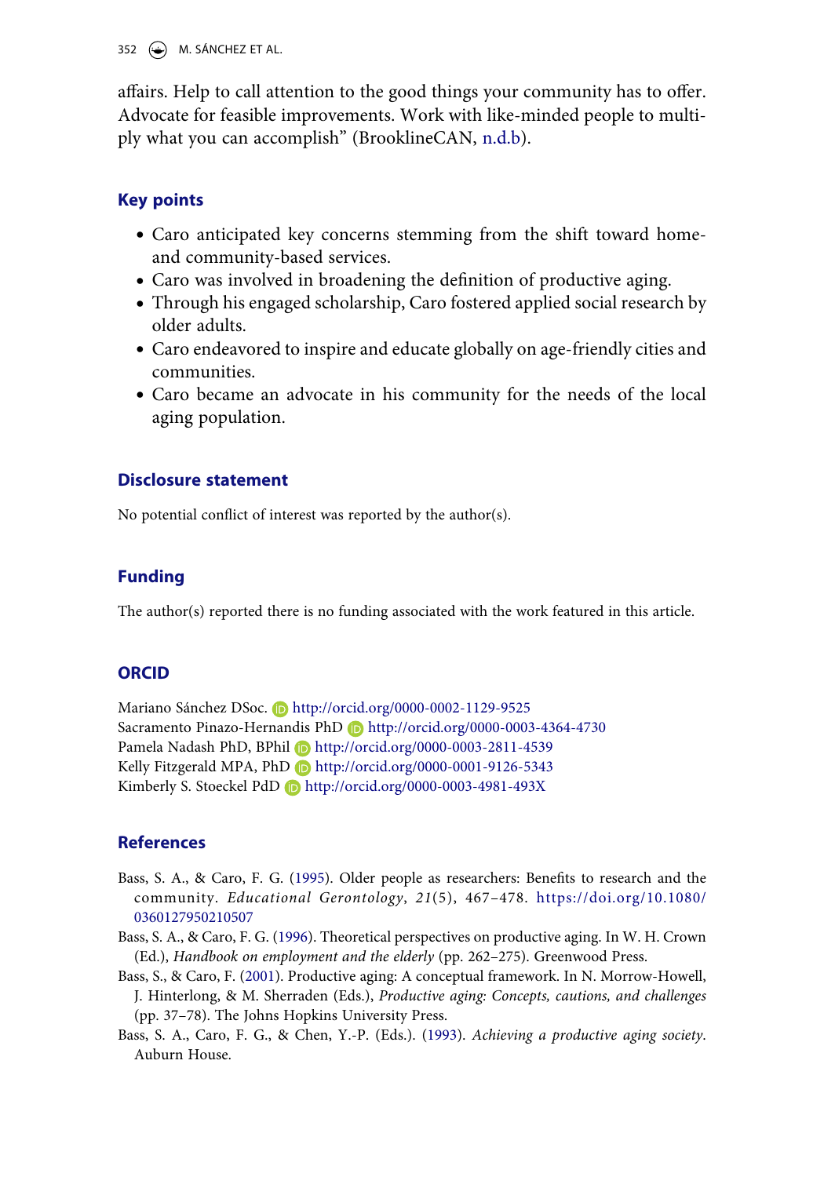affairs. Help to call attention to the good things your community has to offer. Advocate for feasible improvements. Work with like-minded people to multiply what you can accomplish" (BrooklineCAN, n.d.b).

## Key points

- Caro anticipated key concerns stemming from the shift toward home- and community-based services.
- Caro was involved in broadening the definition of productive aging.
- Through his engaged scholarship, Caro fostered applied social research by older adults.
- Caro endeavored to inspire and educate globally on age-friendly cities and communities.
- Caro became an advocate in his community for the needs of the local aging population.

## Disclosure statement

No potential conflict of interest was reported by the author(s).

## Funding

The author(s) reported there is no funding associated with the work featured in this article.

## ORCID

Mariano Sánchez DSoc. http://orcid.org/0000-0002-1129-9525
Sacramento Pinazo-Hernandis PhD http://orcid.org/0000-0003-4364-4730
Pamela Nadash PhD, BPhil http://orcid.org/0000-0003-2811-4539
Kelly Fitzgerald MPA, PhD http://orcid.org/0000-0001-9126-5343
Kimberly S. Stoeckel PdD http://orcid.org/0000-0003-4981-493X

## References

Bass, S. A., & Caro, F. G. (1995). Older people as researchers: Benefits to research and the community. *Educational Gerontology*, *21*(5), 467–478. https://doi.org/10.1080/0360127950210507

Bass, S. A., & Caro, F. G. (1996). Theoretical perspectives on productive aging. In W. H. Crown (Ed.), *Handbook on employment and the elderly* (pp. 262–275). Greenwood Press.

Bass, S., & Caro, F. (2001). Productive aging: A conceptual framework. In N. Morrow-Howell, J. Hinterlong, & M. Sherraden (Eds.), *Productive aging: Concepts, cautions, and challenges* (pp. 37–78). The Johns Hopkins University Press.

Bass, S. A., Caro, F. G., & Chen, Y.-P. (Eds.). (1993). *Achieving a productive aging society*. Auburn House.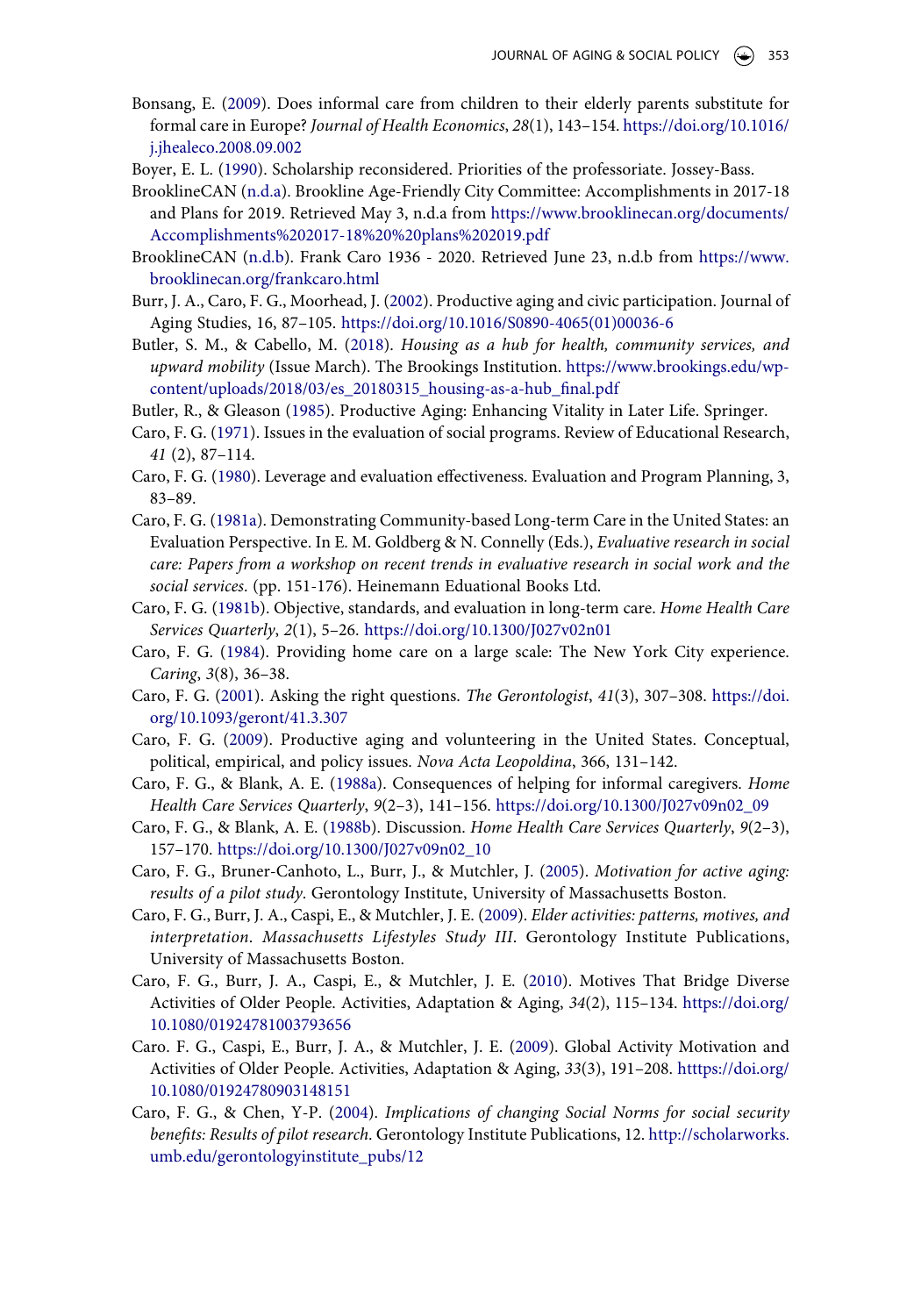Bonsang, E. (2009). Does informal care from children to their elderly parents substitute for formal care in Europe? *Journal of Health Economics*, *28*(1), 143–154. https://doi.org/10.1016/j.jhealeco.2008.09.002

Boyer, E. L. (1990). Scholarship reconsidered. Priorities of the professoriate. Jossey-Bass.

BrooklineCAN (n.d.a). Brookline Age-Friendly City Committee: Accomplishments in 2017-18 and Plans for 2019. Retrieved May 3, n.d.a from https://www.brooklinecan.org/documents/Accomplishments%202017-18%20%20plans%202019.pdf

BrooklineCAN (n.d.b). Frank Caro 1936 - 2020. Retrieved June 23, n.d.b from https://www.brooklinecan.org/frankcaro.html

Burr, J. A., Caro, F. G., Moorhead, J. (2002). Productive aging and civic participation. Journal of Aging Studies, 16, 87–105. https://doi.org/10.1016/S0890-4065(01)00036-6

Butler, S. M., & Cabello, M. (2018). *Housing as a hub for health, community services, and upward mobility* (Issue March). The Brookings Institution. https://www.brookings.edu/wp-content/uploads/2018/03/es_20180315_housing-as-a-hub_final.pdf

Butler, R., & Gleason (1985). Productive Aging: Enhancing Vitality in Later Life. Springer.

Caro, F. G. (1971). Issues in the evaluation of social programs. Review of Educational Research, *41* (2), 87–114.

Caro, F. G. (1980). Leverage and evaluation effectiveness. Evaluation and Program Planning, 3, 83–89.

Caro, F. G. (1981a). Demonstrating Community-based Long-term Care in the United States: an Evaluation Perspective. In E. M. Goldberg & N. Connelly (Eds.), *Evaluative research in social care: Papers from a workshop on recent trends in evaluative research in social work and the social services*. (pp. 151-176). Heinemann Eduational Books Ltd.

Caro, F. G. (1981b). Objective, standards, and evaluation in long-term care. *Home Health Care Services Quarterly*, *2*(1), 5–26. https://doi.org/10.1300/J027v02n01

Caro, F. G. (1984). Providing home care on a large scale: The New York City experience. *Caring*, *3*(8), 36–38.

Caro, F. G. (2001). Asking the right questions. *The Gerontologist*, *41*(3), 307–308. https://doi.org/10.1093/geront/41.3.307

Caro, F. G. (2009). Productive aging and volunteering in the United States. Conceptual, political, empirical, and policy issues. *Nova Acta Leopoldina*, 366, 131–142.

Caro, F. G., & Blank, A. E. (1988a). Consequences of helping for informal caregivers. *Home Health Care Services Quarterly*, *9*(2–3), 141–156. https://doi.org/10.1300/J027v09n02_09

Caro, F. G., & Blank, A. E. (1988b). Discussion. *Home Health Care Services Quarterly*, *9*(2–3), 157–170. https://doi.org/10.1300/J027v09n02_10

Caro, F. G., Bruner-Canhoto, L., Burr, J., & Mutchler, J. (2005). *Motivation for active aging: results of a pilot study*. Gerontology Institute, University of Massachusetts Boston.

Caro, F. G., Burr, J. A., Caspi, E., & Mutchler, J. E. (2009). *Elder activities: patterns, motives, and interpretation*. *Massachusetts Lifestyles Study III*. Gerontology Institute Publications, University of Massachusetts Boston.

Caro, F. G., Burr, J. A., Caspi, E., & Mutchler, J. E. (2010). Motives That Bridge Diverse Activities of Older People. Activities, Adaptation & Aging, *34*(2), 115–134. https://doi.org/10.1080/01924781003793656

Caro. F. G., Caspi, E., Burr, J. A., & Mutchler, J. E. (2009). Global Activity Motivation and Activities of Older People. Activities, Adaptation & Aging, *33*(3), 191–208. htttps://doi.org/10.1080/01924780903148151

Caro, F. G., & Chen, Y-P. (2004). *Implications of changing Social Norms for social security benefits: Results of pilot research*. Gerontology Institute Publications, 12. http://scholarworks.umb.edu/gerontologyinstitute_pubs/12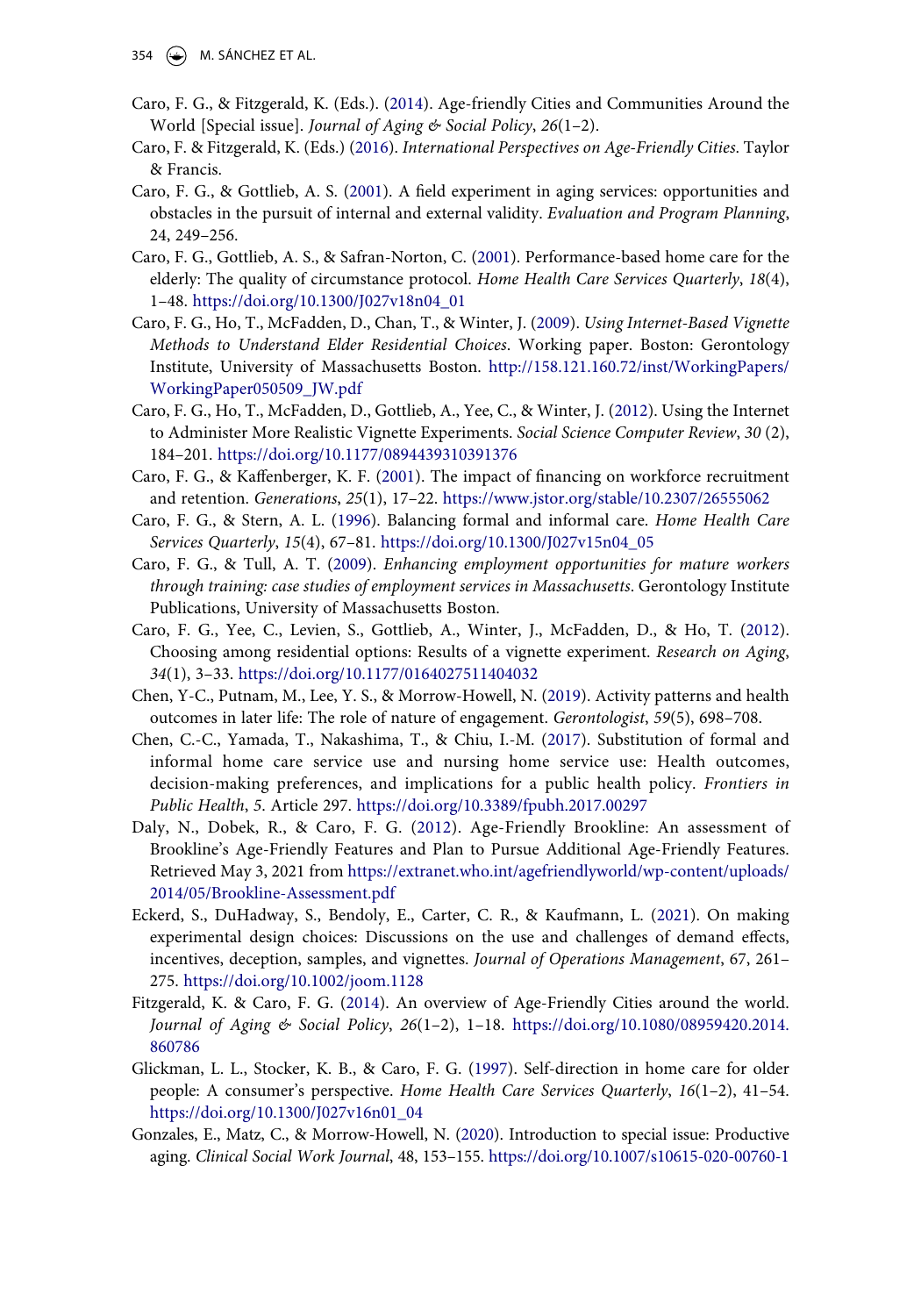Caro, F. G., & Fitzgerald, K. (Eds.). (2014). Age-friendly Cities and Communities Around the World [Special issue]. *Journal of Aging & Social Policy*, *26*(1–2).

Caro, F. & Fitzgerald, K. (Eds.) (2016). *International Perspectives on Age-Friendly Cities*. Taylor & Francis.

Caro, F. G., & Gottlieb, A. S. (2001). A field experiment in aging services: opportunities and obstacles in the pursuit of internal and external validity. *Evaluation and Program Planning*, 24, 249–256.

Caro, F. G., Gottlieb, A. S., & Safran-Norton, C. (2001). Performance-based home care for the elderly: The quality of circumstance protocol. *Home Health Care Services Quarterly*, *18*(4), 1–48. https://doi.org/10.1300/J027v18n04_01

Caro, F. G., Ho, T., McFadden, D., Chan, T., & Winter, J. (2009). *Using Internet-Based Vignette Methods to Understand Elder Residential Choices*. Working paper. Boston: Gerontology Institute, University of Massachusetts Boston. http://158.121.160.72/inst/WorkingPapers/WorkingPaper050509_JW.pdf

Caro, F. G., Ho, T., McFadden, D., Gottlieb, A., Yee, C., & Winter, J. (2012). Using the Internet to Administer More Realistic Vignette Experiments. *Social Science Computer Review*, *30* (2), 184–201. https://doi.org/10.1177/0894439310391376

Caro, F. G., & Kaffenberger, K. F. (2001). The impact of financing on workforce recruitment and retention. *Generations*, *25*(1), 17–22. https://www.jstor.org/stable/10.2307/26555062

Caro, F. G., & Stern, A. L. (1996). Balancing formal and informal care. *Home Health Care Services Quarterly*, *15*(4), 67–81. https://doi.org/10.1300/J027v15n04_05

Caro, F. G., & Tull, A. T. (2009). *Enhancing employment opportunities for mature workers through training: case studies of employment services in Massachusetts*. Gerontology Institute Publications, University of Massachusetts Boston.

Caro, F. G., Yee, C., Levien, S., Gottlieb, A., Winter, J., McFadden, D., & Ho, T. (2012). Choosing among residential options: Results of a vignette experiment. *Research on Aging*, *34*(1), 3–33. https://doi.org/10.1177/0164027511404032

Chen, Y-C., Putnam, M., Lee, Y. S., & Morrow-Howell, N. (2019). Activity patterns and health outcomes in later life: The role of nature of engagement. *Gerontologist*, *59*(5), 698–708.

Chen, C.-C., Yamada, T., Nakashima, T., & Chiu, I.-M. (2017). Substitution of formal and informal home care service use and nursing home service use: Health outcomes, decision-making preferences, and implications for a public health policy. *Frontiers in Public Health*, *5*. Article 297. https://doi.org/10.3389/fpubh.2017.00297

Daly, N., Dobek, R., & Caro, F. G. (2012). Age-Friendly Brookline: An assessment of Brookline's Age-Friendly Features and Plan to Pursue Additional Age-Friendly Features. Retrieved May 3, 2021 from https://extranet.who.int/agefriendlyworld/wp-content/uploads/2014/05/Brookline-Assessment.pdf

Eckerd, S., DuHadway, S., Bendoly, E., Carter, C. R., & Kaufmann, L. (2021). On making experimental design choices: Discussions on the use and challenges of demand effects, incentives, deception, samples, and vignettes. *Journal of Operations Management*, 67, 261–275. https://doi.org/10.1002/joom.1128

Fitzgerald, K. & Caro, F. G. (2014). An overview of Age-Friendly Cities around the world. *Journal of Aging & Social Policy*, *26*(1–2), 1–18. https://doi.org/10.1080/08959420.2014.860786

Glickman, L. L., Stocker, K. B., & Caro, F. G. (1997). Self-direction in home care for older people: A consumer's perspective. *Home Health Care Services Quarterly*, *16*(1–2), 41–54. https://doi.org/10.1300/J027v16n01_04

Gonzales, E., Matz, C., & Morrow-Howell, N. (2020). Introduction to special issue: Productive aging. *Clinical Social Work Journal*, 48, 153–155. https://doi.org/10.1007/s10615-020-00760-1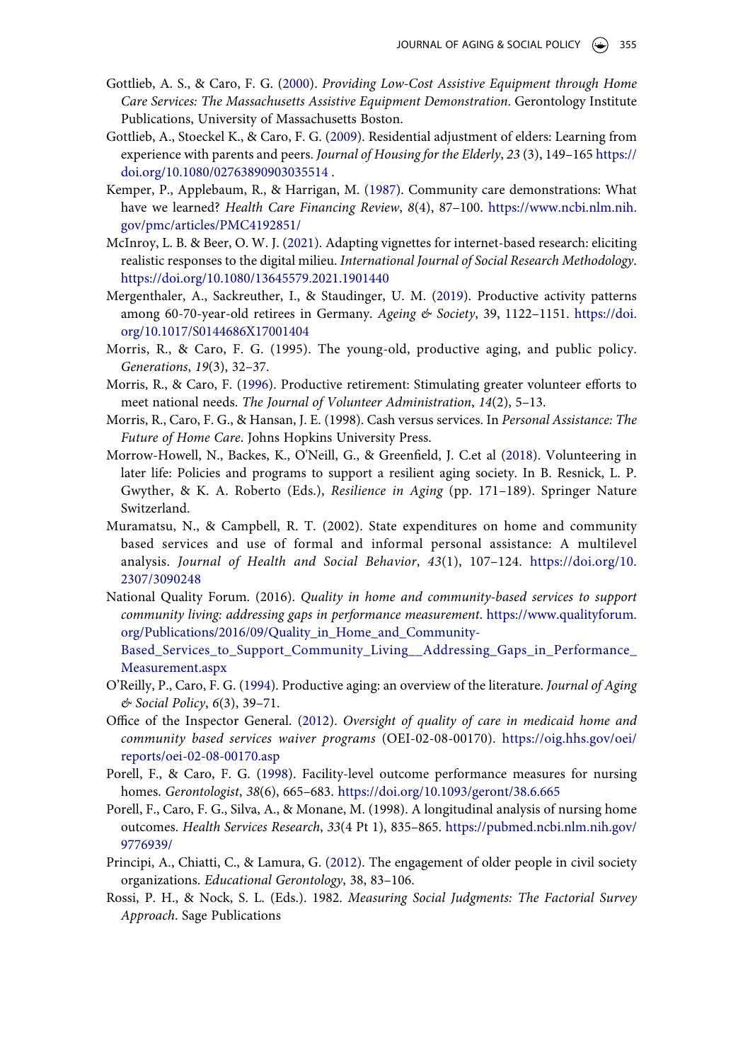Gottlieb, A. S., & Caro, F. G. (2000). *Providing Low-Cost Assistive Equipment through Home Care Services: The Massachusetts Assistive Equipment Demonstration*. Gerontology Institute Publications, University of Massachusetts Boston.

Gottlieb, A., Stoeckel K., & Caro, F. G. (2009). Residential adjustment of elders: Learning from experience with parents and peers. *Journal of Housing for the Elderly*, *23* (3), 149–165 https://doi.org/10.1080/02763890903035514 .

Kemper, P., Applebaum, R., & Harrigan, M. (1987). Community care demonstrations: What have we learned? *Health Care Financing Review*, *8*(4), 87–100. https://www.ncbi.nlm.nih.gov/pmc/articles/PMC4192851/

McInroy, L. B. & Beer, O. W. J. (2021). Adapting vignettes for internet-based research: eliciting realistic responses to the digital milieu. *International Journal of Social Research Methodology*. https://doi.org/10.1080/13645579.2021.1901440

Mergenthaler, A., Sackreuther, I., & Staudinger, U. M. (2019). Productive activity patterns among 60-70-year-old retirees in Germany. *Ageing & Society*, 39, 1122–1151. https://doi.org/10.1017/S0144686X17001404

Morris, R., & Caro, F. G. (1995). The young-old, productive aging, and public policy. *Generations*, *19*(3), 32–37.

Morris, R., & Caro, F. (1996). Productive retirement: Stimulating greater volunteer efforts to meet national needs. *The Journal of Volunteer Administration*, *14*(2), 5–13.

Morris, R., Caro, F. G., & Hansan, J. E. (1998). Cash versus services. In *Personal Assistance: The Future of Home Care*. Johns Hopkins University Press.

Morrow-Howell, N., Backes, K., O'Neill, G., & Greenfield, J. C.et al (2018). Volunteering in later life: Policies and programs to support a resilient aging society. In B. Resnick, L. P. Gwyther, & K. A. Roberto (Eds.), *Resilience in Aging* (pp. 171–189). Springer Nature Switzerland.

Muramatsu, N., & Campbell, R. T. (2002). State expenditures on home and community based services and use of formal and informal personal assistance: A multilevel analysis. *Journal of Health and Social Behavior*, *43*(1), 107–124. https://doi.org/10.2307/3090248

National Quality Forum. (2016). *Quality in home and community-based services to support community living: addressing gaps in performance measurement*. https://www.qualityforum.org/Publications/2016/09/Quality_in_Home_and_Community-Based_Services_to_Support_Community_Living__Addressing_Gaps_in_Performance_Measurement.aspx

O'Reilly, P., Caro, F. G. (1994). Productive aging: an overview of the literature. *Journal of Aging & Social Policy*, *6*(3), 39–71.

Office of the Inspector General. (2012). *Oversight of quality of care in medicaid home and community based services waiver programs* (OEI-02-08-00170). https://oig.hhs.gov/oei/reports/oei-02-08-00170.asp

Porell, F., & Caro, F. G. (1998). Facility-level outcome performance measures for nursing homes. *Gerontologist*, *38*(6), 665–683. https://doi.org/10.1093/geront/38.6.665

Porell, F., Caro, F. G., Silva, A., & Monane, M. (1998). A longitudinal analysis of nursing home outcomes. *Health Services Research*, *33*(4 Pt 1), 835–865. https://pubmed.ncbi.nlm.nih.gov/9776939/

Principi, A., Chiatti, C., & Lamura, G. (2012). The engagement of older people in civil society organizations. *Educational Gerontology*, 38, 83–106.

Rossi, P. H., & Nock, S. L. (Eds.). 1982. *Measuring Social Judgments: The Factorial Survey Approach*. Sage Publications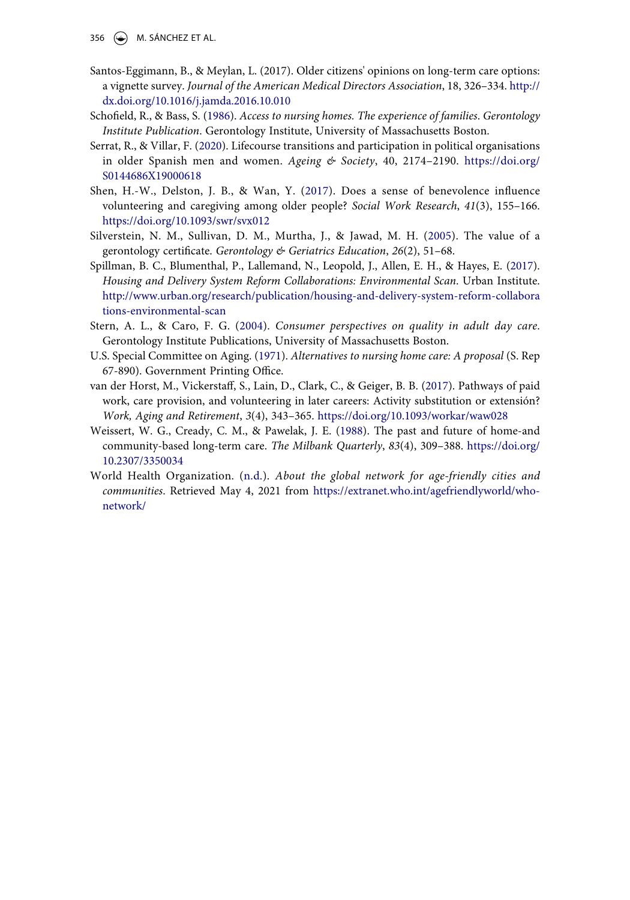Santos-Eggimann, B., & Meylan, L. (2017). Older citizens' opinions on long-term care options: a vignette survey. *Journal of the American Medical Directors Association*, 18, 326–334. http://dx.doi.org/10.1016/j.jamda.2016.10.010

Schofield, R., & Bass, S. (1986). *Access to nursing homes. The experience of families*. *Gerontology Institute Publication*. Gerontology Institute, University of Massachusetts Boston.

Serrat, R., & Villar, F. (2020). Lifecourse transitions and participation in political organisations in older Spanish men and women. *Ageing & Society*, 40, 2174–2190. https://doi.org/S0144686X19000618

Shen, H.-W., Delston, J. B., & Wan, Y. (2017). Does a sense of benevolence influence volunteering and caregiving among older people? *Social Work Research*, *41*(3), 155–166. https://doi.org/10.1093/swr/svx012

Silverstein, N. M., Sullivan, D. M., Murtha, J., & Jawad, M. H. (2005). The value of a gerontology certificate. *Gerontology & Geriatrics Education*, *26*(2), 51–68.

Spillman, B. C., Blumenthal, P., Lallemand, N., Leopold, J., Allen, E. H., & Hayes, E. (2017). *Housing and Delivery System Reform Collaborations: Environmental Scan*. Urban Institute. http://www.urban.org/research/publication/housing-and-delivery-system-reform-collaborations-environmental-scan

Stern, A. L., & Caro, F. G. (2004). *Consumer perspectives on quality in adult day care*. Gerontology Institute Publications, University of Massachusetts Boston.

U.S. Special Committee on Aging. (1971). *Alternatives to nursing home care: A proposal* (S. Rep 67-890). Government Printing Office.

van der Horst, M., Vickerstaff, S., Lain, D., Clark, C., & Geiger, B. B. (2017). Pathways of paid work, care provision, and volunteering in later careers: Activity substitution or extensión? *Work, Aging and Retirement*, *3*(4), 343–365. https://doi.org/10.1093/workar/waw028

Weissert, W. G., Cready, C. M., & Pawelak, J. E. (1988). The past and future of home-and community-based long-term care. *The Milbank Quarterly*, *83*(4), 309–388. https://doi.org/10.2307/3350034

World Health Organization. (n.d.). *About the global network for age-friendly cities and communities*. Retrieved May 4, 2021 from https://extranet.who.int/agefriendlyworld/who-network/